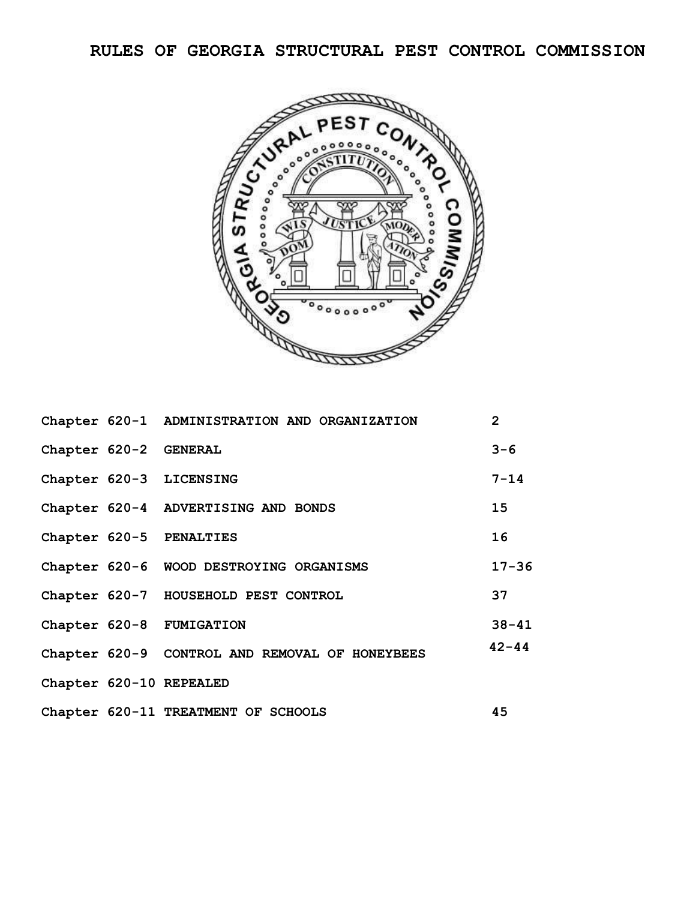# RULES OF GEORGIA STRUCTURAL PEST CONTROL COMMISSION

| | | |
|---|---|---|
| Chapter 620-1 | ADMINISTRATION AND ORGANIZATION | 2 |
| Chapter 620-2 | GENERAL | 3-6 |
| Chapter 620-3 | LICENSING | 7-14 |
| Chapter 620-4 | ADVERTISING AND BONDS | 15 |
| Chapter 620-5 | PENALTIES | 16 |
| Chapter 620-6 | WOOD DESTROYING ORGANISMS | 17-36 |
| Chapter 620-7 | HOUSEHOLD PEST CONTROL | 37 |
| Chapter 620-8 | FUMIGATION | 38-41 |
| Chapter 620-9 | CONTROL AND REMOVAL OF HONEYBEES | 42-44 |
| Chapter 620-10 | REPEALED | |
| Chapter 620-11 | TREATMENT OF SCHOOLS | 45 |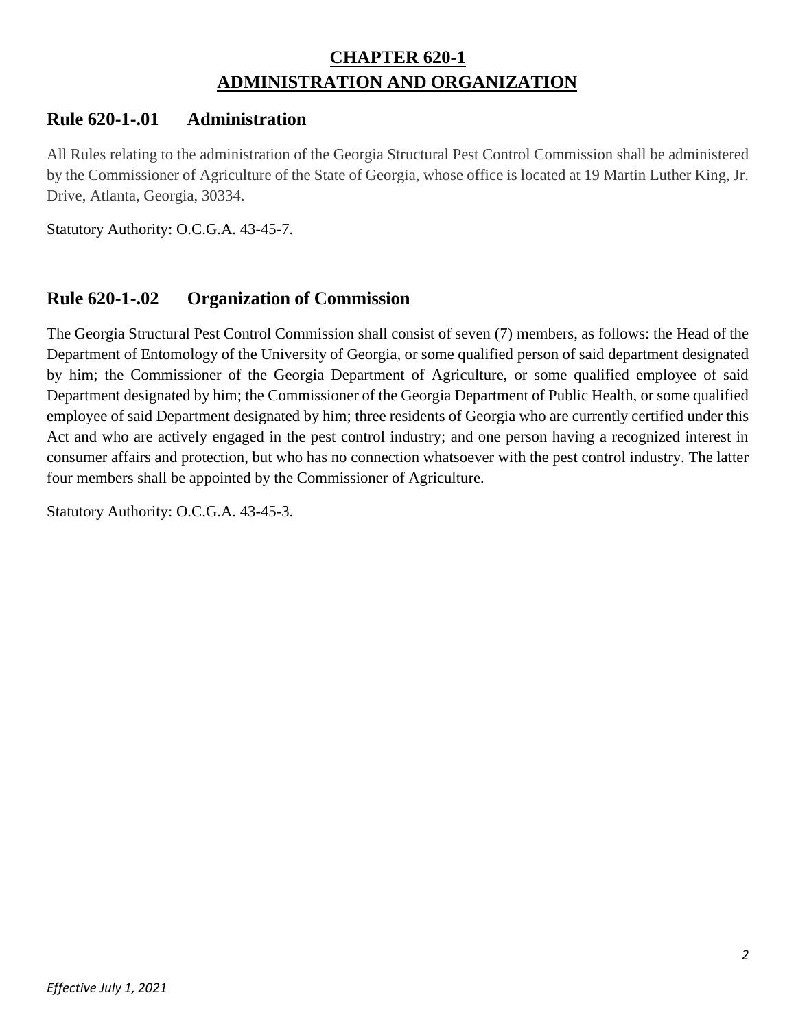# CHAPTER 620-1
# ADMINISTRATION AND ORGANIZATION

## Rule 620-1-.01 Administration

All Rules relating to the administration of the Georgia Structural Pest Control Commission shall be administered by the Commissioner of Agriculture of the State of Georgia, whose office is located at 19 Martin Luther King, Jr. Drive, Atlanta, Georgia, 30334.

Statutory Authority: O.C.G.A. 43-45-7.

## Rule 620-1-.02 Organization of Commission

The Georgia Structural Pest Control Commission shall consist of seven (7) members, as follows: the Head of the Department of Entomology of the University of Georgia, or some qualified person of said department designated by him; the Commissioner of the Georgia Department of Agriculture, or some qualified employee of said Department designated by him; the Commissioner of the Georgia Department of Public Health, or some qualified employee of said Department designated by him; three residents of Georgia who are currently certified under this Act and who are actively engaged in the pest control industry; and one person having a recognized interest in consumer affairs and protection, but who has no connection whatsoever with the pest control industry. The latter four members shall be appointed by the Commissioner of Agriculture.

Statutory Authority: O.C.G.A. 43-45-3.

*Effective July 1, 2021*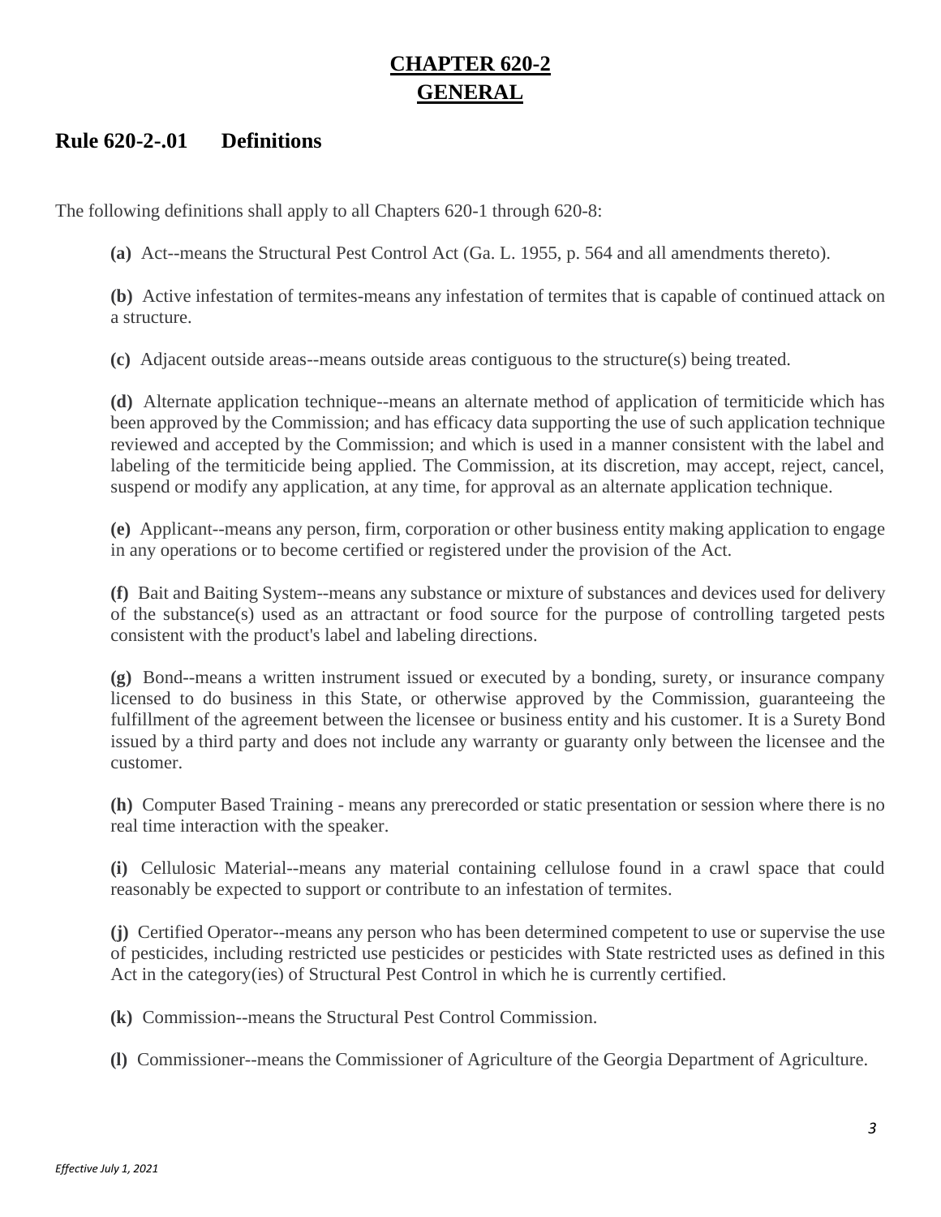# CHAPTER 620-2
# GENERAL

## Rule 620-2-.01 Definitions

The following definitions shall apply to all Chapters 620-1 through 620-8:

**(a)** Act--means the Structural Pest Control Act (Ga. L. 1955, p. 564 and all amendments thereto).

**(b)** Active infestation of termites-means any infestation of termites that is capable of continued attack on a structure.

**(c)** Adjacent outside areas--means outside areas contiguous to the structure(s) being treated.

**(d)** Alternate application technique--means an alternate method of application of termiticide which has been approved by the Commission; and has efficacy data supporting the use of such application technique reviewed and accepted by the Commission; and which is used in a manner consistent with the label and labeling of the termiticide being applied. The Commission, at its discretion, may accept, reject, cancel, suspend or modify any application, at any time, for approval as an alternate application technique.

**(e)** Applicant--means any person, firm, corporation or other business entity making application to engage in any operations or to become certified or registered under the provision of the Act.

**(f)** Bait and Baiting System--means any substance or mixture of substances and devices used for delivery of the substance(s) used as an attractant or food source for the purpose of controlling targeted pests consistent with the product's label and labeling directions.

**(g)** Bond--means a written instrument issued or executed by a bonding, surety, or insurance company licensed to do business in this State, or otherwise approved by the Commission, guaranteeing the fulfillment of the agreement between the licensee or business entity and his customer. It is a Surety Bond issued by a third party and does not include any warranty or guaranty only between the licensee and the customer.

**(h)** Computer Based Training - means any prerecorded or static presentation or session where there is no real time interaction with the speaker.

**(i)** Cellulosic Material--means any material containing cellulose found in a crawl space that could reasonably be expected to support or contribute to an infestation of termites.

**(j)** Certified Operator--means any person who has been determined competent to use or supervise the use of pesticides, including restricted use pesticides or pesticides with State restricted uses as defined in this Act in the category(ies) of Structural Pest Control in which he is currently certified.

**(k)** Commission--means the Structural Pest Control Commission.

**(l)** Commissioner--means the Commissioner of Agriculture of the Georgia Department of Agriculture.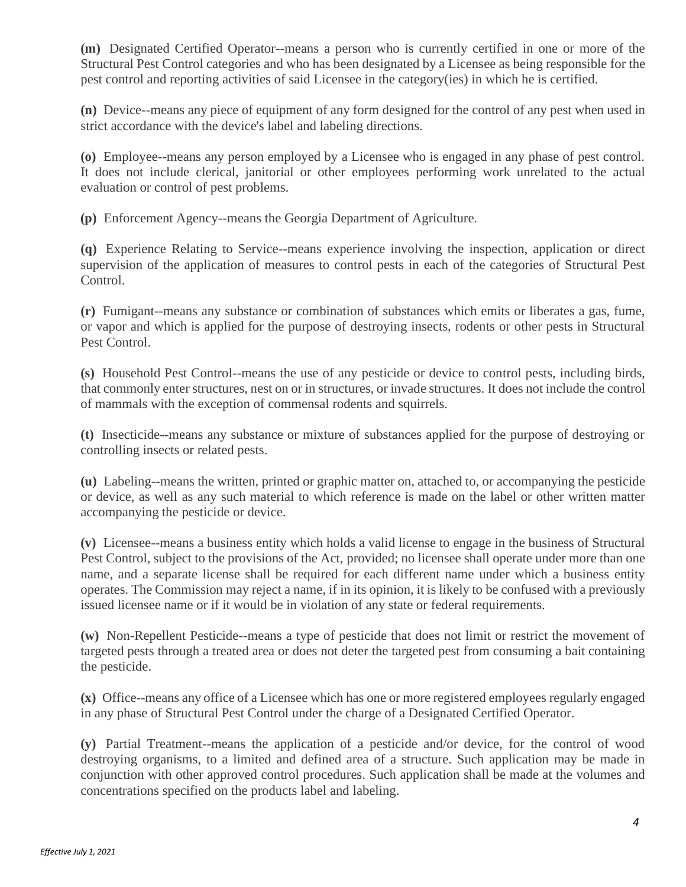**(m)** Designated Certified Operator--means a person who is currently certified in one or more of the Structural Pest Control categories and who has been designated by a Licensee as being responsible for the pest control and reporting activities of said Licensee in the category(ies) in which he is certified.

**(n)** Device--means any piece of equipment of any form designed for the control of any pest when used in strict accordance with the device's label and labeling directions.

**(o)** Employee--means any person employed by a Licensee who is engaged in any phase of pest control. It does not include clerical, janitorial or other employees performing work unrelated to the actual evaluation or control of pest problems.

**(p)** Enforcement Agency--means the Georgia Department of Agriculture.

**(q)** Experience Relating to Service--means experience involving the inspection, application or direct supervision of the application of measures to control pests in each of the categories of Structural Pest Control.

**(r)** Fumigant--means any substance or combination of substances which emits or liberates a gas, fume, or vapor and which is applied for the purpose of destroying insects, rodents or other pests in Structural Pest Control.

**(s)** Household Pest Control--means the use of any pesticide or device to control pests, including birds, that commonly enter structures, nest on or in structures, or invade structures. It does not include the control of mammals with the exception of commensal rodents and squirrels.

**(t)** Insecticide--means any substance or mixture of substances applied for the purpose of destroying or controlling insects or related pests.

**(u)** Labeling--means the written, printed or graphic matter on, attached to, or accompanying the pesticide or device, as well as any such material to which reference is made on the label or other written matter accompanying the pesticide or device.

**(v)** Licensee--means a business entity which holds a valid license to engage in the business of Structural Pest Control, subject to the provisions of the Act, provided; no licensee shall operate under more than one name, and a separate license shall be required for each different name under which a business entity operates. The Commission may reject a name, if in its opinion, it is likely to be confused with a previously issued licensee name or if it would be in violation of any state or federal requirements.

**(w)** Non-Repellent Pesticide--means a type of pesticide that does not limit or restrict the movement of targeted pests through a treated area or does not deter the targeted pest from consuming a bait containing the pesticide.

**(x)** Office--means any office of a Licensee which has one or more registered employees regularly engaged in any phase of Structural Pest Control under the charge of a Designated Certified Operator.

**(y)** Partial Treatment--means the application of a pesticide and/or device, for the control of wood destroying organisms, to a limited and defined area of a structure. Such application may be made in conjunction with other approved control procedures. Such application shall be made at the volumes and concentrations specified on the products label and labeling.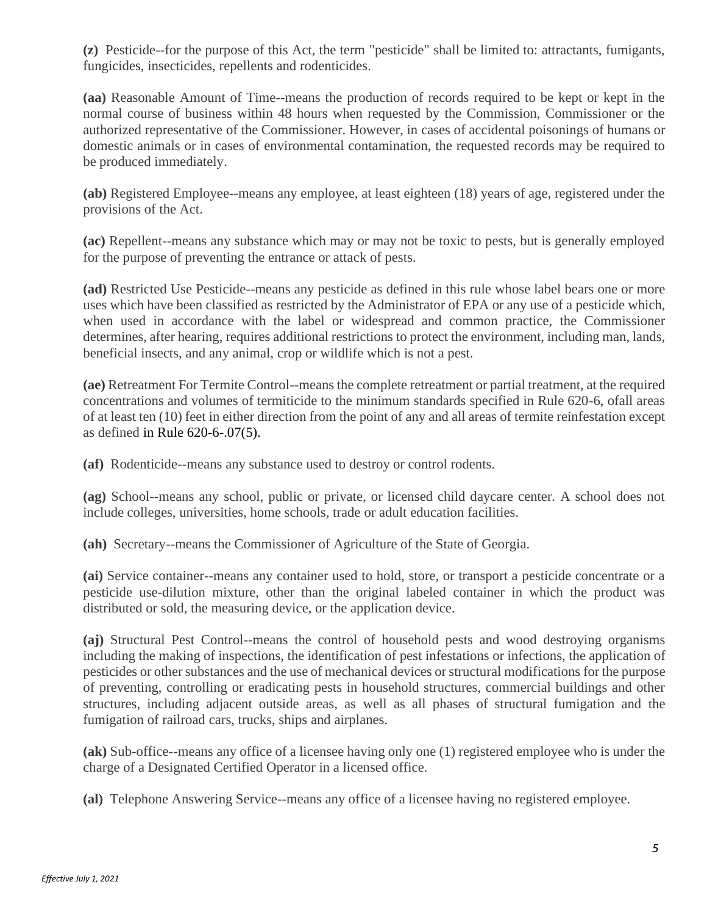**(z)** Pesticide--for the purpose of this Act, the term "pesticide" shall be limited to: attractants, fumigants, fungicides, insecticides, repellents and rodenticides.

**(aa)** Reasonable Amount of Time--means the production of records required to be kept or kept in the normal course of business within 48 hours when requested by the Commission, Commissioner or the authorized representative of the Commissioner. However, in cases of accidental poisonings of humans or domestic animals or in cases of environmental contamination, the requested records may be required to be produced immediately.

**(ab)** Registered Employee--means any employee, at least eighteen (18) years of age, registered under the provisions of the Act.

**(ac)** Repellent--means any substance which may or may not be toxic to pests, but is generally employed for the purpose of preventing the entrance or attack of pests.

**(ad)** Restricted Use Pesticide--means any pesticide as defined in this rule whose label bears one or more uses which have been classified as restricted by the Administrator of EPA or any use of a pesticide which, when used in accordance with the label or widespread and common practice, the Commissioner determines, after hearing, requires additional restrictions to protect the environment, including man, lands, beneficial insects, and any animal, crop or wildlife which is not a pest.

**(ae)** Retreatment For Termite Control--means the complete retreatment or partial treatment, at the required concentrations and volumes of termiticide to the minimum standards specified in Rule 620-6, ofall areas of at least ten (10) feet in either direction from the point of any and all areas of termite reinfestation except as defined in Rule 620-6-.07(5).

**(af)** Rodenticide--means any substance used to destroy or control rodents.

**(ag)** School--means any school, public or private, or licensed child daycare center. A school does not include colleges, universities, home schools, trade or adult education facilities.

**(ah)** Secretary--means the Commissioner of Agriculture of the State of Georgia.

**(ai)** Service container--means any container used to hold, store, or transport a pesticide concentrate or a pesticide use-dilution mixture, other than the original labeled container in which the product was distributed or sold, the measuring device, or the application device.

**(aj)** Structural Pest Control--means the control of household pests and wood destroying organisms including the making of inspections, the identification of pest infestations or infections, the application of pesticides or other substances and the use of mechanical devices or structural modifications for the purpose of preventing, controlling or eradicating pests in household structures, commercial buildings and other structures, including adjacent outside areas, as well as all phases of structural fumigation and the fumigation of railroad cars, trucks, ships and airplanes.

**(ak)** Sub-office--means any office of a licensee having only one (1) registered employee who is under the charge of a Designated Certified Operator in a licensed office.

**(al)** Telephone Answering Service--means any office of a licensee having no registered employee.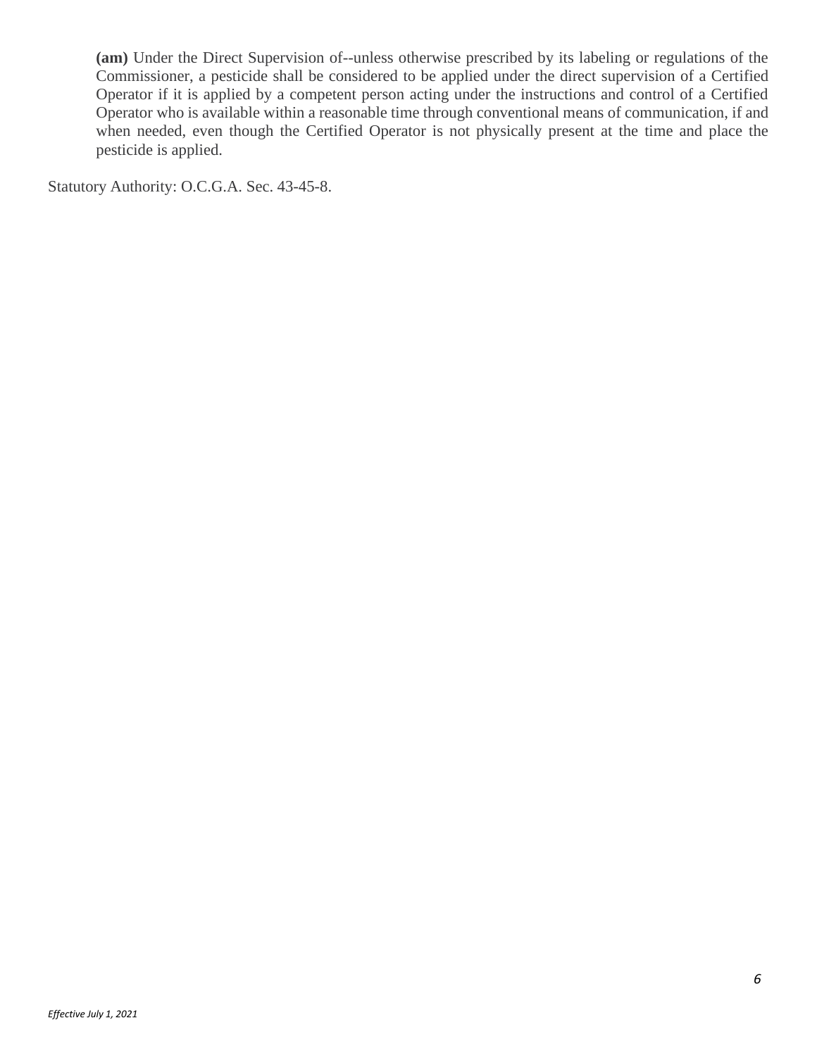**(am)** Under the Direct Supervision of--unless otherwise prescribed by its labeling or regulations of the Commissioner, a pesticide shall be considered to be applied under the direct supervision of a Certified Operator if it is applied by a competent person acting under the instructions and control of a Certified Operator who is available within a reasonable time through conventional means of communication, if and when needed, even though the Certified Operator is not physically present at the time and place the pesticide is applied.

Statutory Authority: O.C.G.A. Sec. 43-45-8.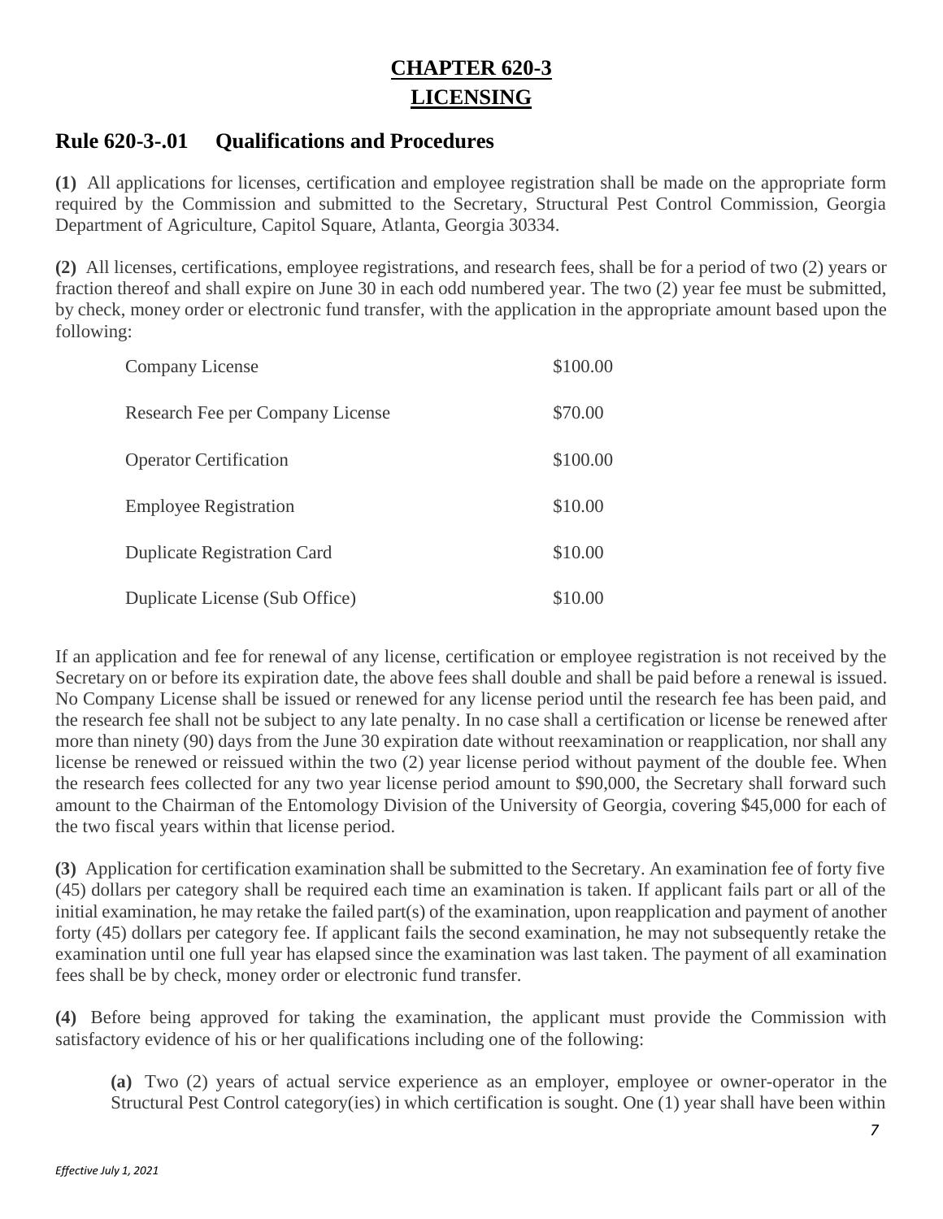# CHAPTER 620-3
# LICENSING

## Rule 620-3-.01 Qualifications and Procedures

**(1)** All applications for licenses, certification and employee registration shall be made on the appropriate form required by the Commission and submitted to the Secretary, Structural Pest Control Commission, Georgia Department of Agriculture, Capitol Square, Atlanta, Georgia 30334.

**(2)** All licenses, certifications, employee registrations, and research fees, shall be for a period of two (2) years or fraction thereof and shall expire on June 30 in each odd numbered year. The two (2) year fee must be submitted, by check, money order or electronic fund transfer, with the application in the appropriate amount based upon the following:

| | |
|---|---|
| Company License | \$100.00 |
| Research Fee per Company License | \$70.00 |
| Operator Certification | \$100.00 |
| Employee Registration | \$10.00 |
| Duplicate Registration Card | \$10.00 |
| Duplicate License (Sub Office) | \$10.00 |

If an application and fee for renewal of any license, certification or employee registration is not received by the Secretary on or before its expiration date, the above fees shall double and shall be paid before a renewal is issued. No Company License shall be issued or renewed for any license period until the research fee has been paid, and the research fee shall not be subject to any late penalty. In no case shall a certification or license be renewed after more than ninety (90) days from the June 30 expiration date without reexamination or reapplication, nor shall any license be renewed or reissued within the two (2) year license period without payment of the double fee. When the research fees collected for any two year license period amount to \$90,000, the Secretary shall forward such amount to the Chairman of the Entomology Division of the University of Georgia, covering \$45,000 for each of the two fiscal years within that license period.

**(3)** Application for certification examination shall be submitted to the Secretary. An examination fee of forty five (45) dollars per category shall be required each time an examination is taken. If applicant fails part or all of the initial examination, he may retake the failed part(s) of the examination, upon reapplication and payment of another forty (45) dollars per category fee. If applicant fails the second examination, he may not subsequently retake the examination until one full year has elapsed since the examination was last taken. The payment of all examination fees shall be by check, money order or electronic fund transfer.

**(4)** Before being approved for taking the examination, the applicant must provide the Commission with satisfactory evidence of his or her qualifications including one of the following:

**(a)** Two (2) years of actual service experience as an employer, employee or owner-operator in the Structural Pest Control category(ies) in which certification is sought. One (1) year shall have been within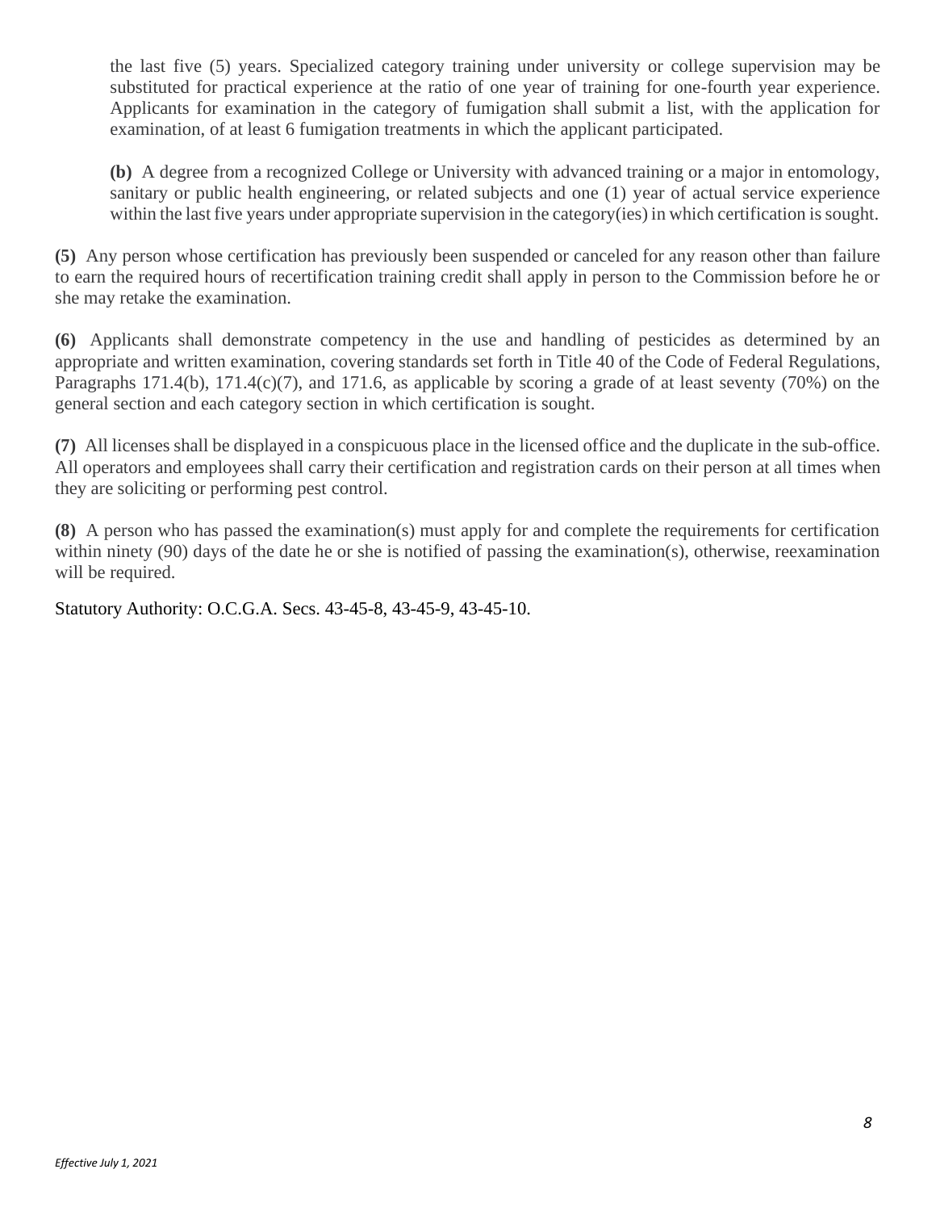the last five (5) years. Specialized category training under university or college supervision may be substituted for practical experience at the ratio of one year of training for one-fourth year experience. Applicants for examination in the category of fumigation shall submit a list, with the application for examination, of at least 6 fumigation treatments in which the applicant participated.

**(b)** A degree from a recognized College or University with advanced training or a major in entomology, sanitary or public health engineering, or related subjects and one (1) year of actual service experience within the last five years under appropriate supervision in the category(ies) in which certification is sought.

**(5)** Any person whose certification has previously been suspended or canceled for any reason other than failure to earn the required hours of recertification training credit shall apply in person to the Commission before he or she may retake the examination.

**(6)** Applicants shall demonstrate competency in the use and handling of pesticides as determined by an appropriate and written examination, covering standards set forth in Title 40 of the Code of Federal Regulations, Paragraphs 171.4(b), 171.4(c)(7), and 171.6, as applicable by scoring a grade of at least seventy (70%) on the general section and each category section in which certification is sought.

**(7)** All licenses shall be displayed in a conspicuous place in the licensed office and the duplicate in the sub-office. All operators and employees shall carry their certification and registration cards on their person at all times when they are soliciting or performing pest control.

**(8)** A person who has passed the examination(s) must apply for and complete the requirements for certification within ninety (90) days of the date he or she is notified of passing the examination(s), otherwise, reexamination will be required.

Statutory Authority: O.C.G.A. Secs. 43-45-8, 43-45-9, 43-45-10.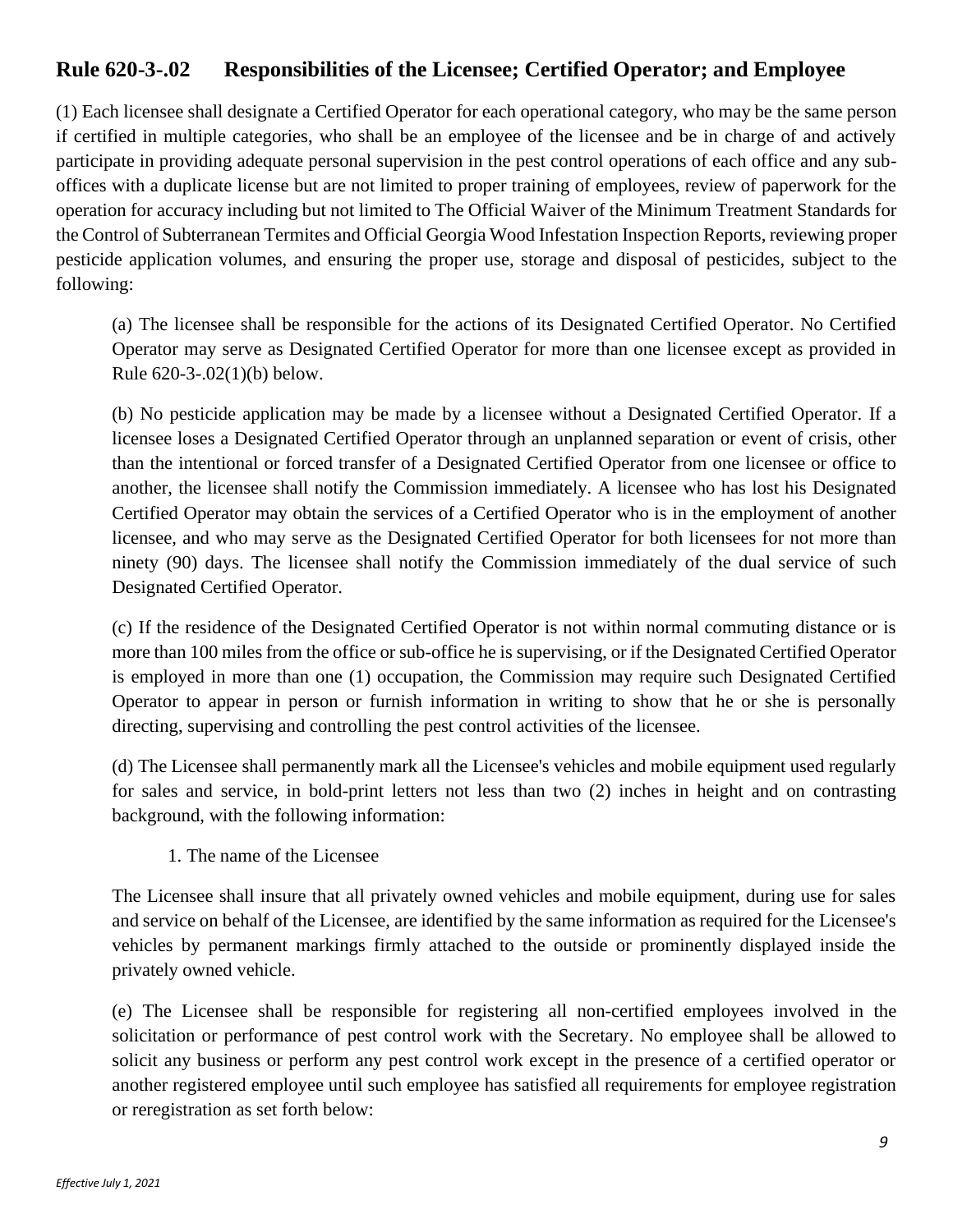## Rule 620-3-.02 Responsibilities of the Licensee; Certified Operator; and Employee

(1) Each licensee shall designate a Certified Operator for each operational category, who may be the same person if certified in multiple categories, who shall be an employee of the licensee and be in charge of and actively participate in providing adequate personal supervision in the pest control operations of each office and any sub-offices with a duplicate license but are not limited to proper training of employees, review of paperwork for the operation for accuracy including but not limited to The Official Waiver of the Minimum Treatment Standards for the Control of Subterranean Termites and Official Georgia Wood Infestation Inspection Reports, reviewing proper pesticide application volumes, and ensuring the proper use, storage and disposal of pesticides, subject to the following:

(a) The licensee shall be responsible for the actions of its Designated Certified Operator. No Certified Operator may serve as Designated Certified Operator for more than one licensee except as provided in Rule 620-3-.02(1)(b) below.

(b) No pesticide application may be made by a licensee without a Designated Certified Operator. If a licensee loses a Designated Certified Operator through an unplanned separation or event of crisis, other than the intentional or forced transfer of a Designated Certified Operator from one licensee or office to another, the licensee shall notify the Commission immediately. A licensee who has lost his Designated Certified Operator may obtain the services of a Certified Operator who is in the employment of another licensee, and who may serve as the Designated Certified Operator for both licensees for not more than ninety (90) days. The licensee shall notify the Commission immediately of the dual service of such Designated Certified Operator.

(c) If the residence of the Designated Certified Operator is not within normal commuting distance or is more than 100 miles from the office or sub-office he is supervising, or if the Designated Certified Operator is employed in more than one (1) occupation, the Commission may require such Designated Certified Operator to appear in person or furnish information in writing to show that he or she is personally directing, supervising and controlling the pest control activities of the licensee.

(d) The Licensee shall permanently mark all the Licensee's vehicles and mobile equipment used regularly for sales and service, in bold-print letters not less than two (2) inches in height and on contrasting background, with the following information:

1. The name of the Licensee

The Licensee shall insure that all privately owned vehicles and mobile equipment, during use for sales and service on behalf of the Licensee, are identified by the same information as required for the Licensee's vehicles by permanent markings firmly attached to the outside or prominently displayed inside the privately owned vehicle.

(e) The Licensee shall be responsible for registering all non-certified employees involved in the solicitation or performance of pest control work with the Secretary. No employee shall be allowed to solicit any business or perform any pest control work except in the presence of a certified operator or another registered employee until such employee has satisfied all requirements for employee registration or reregistration as set forth below: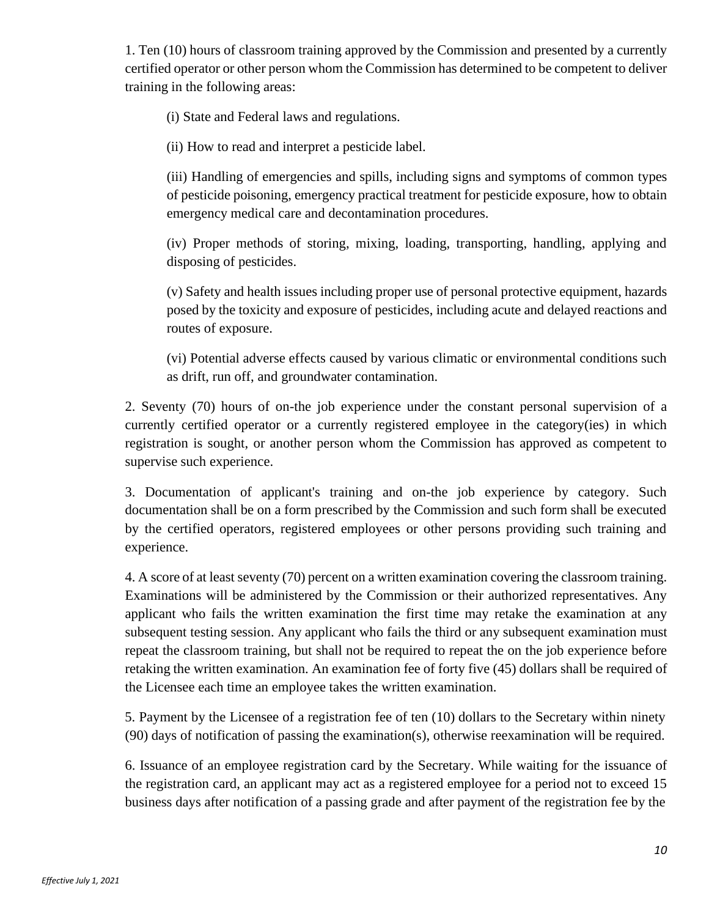1. Ten (10) hours of classroom training approved by the Commission and presented by a currently certified operator or other person whom the Commission has determined to be competent to deliver training in the following areas:

(i) State and Federal laws and regulations.

(ii) How to read and interpret a pesticide label.

(iii) Handling of emergencies and spills, including signs and symptoms of common types of pesticide poisoning, emergency practical treatment for pesticide exposure, how to obtain emergency medical care and decontamination procedures.

(iv) Proper methods of storing, mixing, loading, transporting, handling, applying and disposing of pesticides.

(v) Safety and health issues including proper use of personal protective equipment, hazards posed by the toxicity and exposure of pesticides, including acute and delayed reactions and routes of exposure.

(vi) Potential adverse effects caused by various climatic or environmental conditions such as drift, run off, and groundwater contamination.

2. Seventy (70) hours of on-the job experience under the constant personal supervision of a currently certified operator or a currently registered employee in the category(ies) in which registration is sought, or another person whom the Commission has approved as competent to supervise such experience.

3. Documentation of applicant's training and on-the job experience by category. Such documentation shall be on a form prescribed by the Commission and such form shall be executed by the certified operators, registered employees or other persons providing such training and experience.

4. A score of at least seventy (70) percent on a written examination covering the classroom training. Examinations will be administered by the Commission or their authorized representatives. Any applicant who fails the written examination the first time may retake the examination at any subsequent testing session. Any applicant who fails the third or any subsequent examination must repeat the classroom training, but shall not be required to repeat the on the job experience before retaking the written examination. An examination fee of forty five (45) dollars shall be required of the Licensee each time an employee takes the written examination.

5. Payment by the Licensee of a registration fee of ten (10) dollars to the Secretary within ninety (90) days of notification of passing the examination(s), otherwise reexamination will be required.

6. Issuance of an employee registration card by the Secretary. While waiting for the issuance of the registration card, an applicant may act as a registered employee for a period not to exceed 15 business days after notification of a passing grade and after payment of the registration fee by the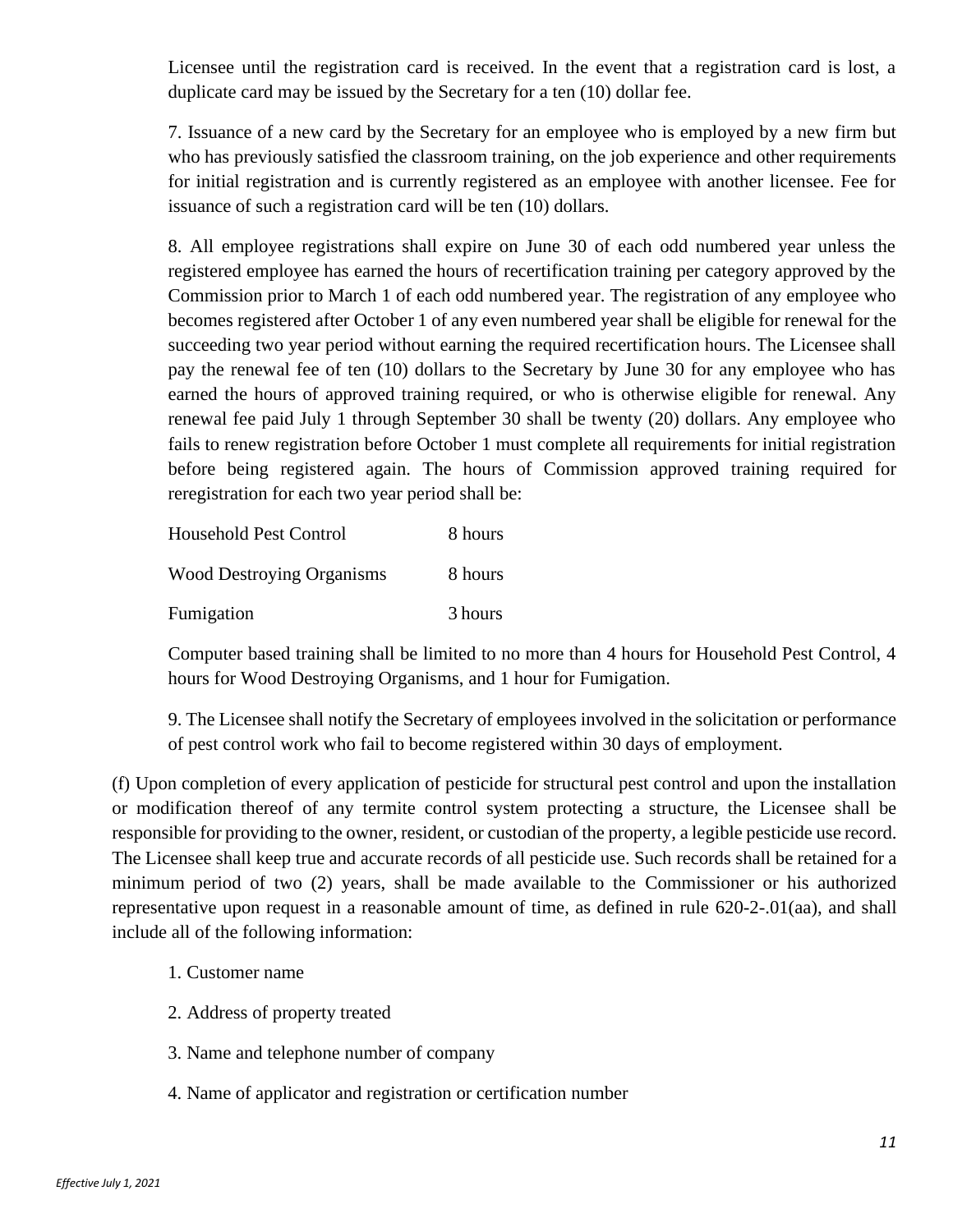Licensee until the registration card is received. In the event that a registration card is lost, a duplicate card may be issued by the Secretary for a ten (10) dollar fee.

7. Issuance of a new card by the Secretary for an employee who is employed by a new firm but who has previously satisfied the classroom training, on the job experience and other requirements for initial registration and is currently registered as an employee with another licensee. Fee for issuance of such a registration card will be ten (10) dollars.

8. All employee registrations shall expire on June 30 of each odd numbered year unless the registered employee has earned the hours of recertification training per category approved by the Commission prior to March 1 of each odd numbered year. The registration of any employee who becomes registered after October 1 of any even numbered year shall be eligible for renewal for the succeeding two year period without earning the required recertification hours. The Licensee shall pay the renewal fee of ten (10) dollars to the Secretary by June 30 for any employee who has earned the hours of approved training required, or who is otherwise eligible for renewal. Any renewal fee paid July 1 through September 30 shall be twenty (20) dollars. Any employee who fails to renew registration before October 1 must complete all requirements for initial registration before being registered again. The hours of Commission approved training required for reregistration for each two year period shall be:

| | |
|---|---|
| Household Pest Control | 8 hours |
| Wood Destroying Organisms | 8 hours |
| Fumigation | 3 hours |

Computer based training shall be limited to no more than 4 hours for Household Pest Control, 4 hours for Wood Destroying Organisms, and 1 hour for Fumigation.

9. The Licensee shall notify the Secretary of employees involved in the solicitation or performance of pest control work who fail to become registered within 30 days of employment.

(f) Upon completion of every application of pesticide for structural pest control and upon the installation or modification thereof of any termite control system protecting a structure, the Licensee shall be responsible for providing to the owner, resident, or custodian of the property, a legible pesticide use record. The Licensee shall keep true and accurate records of all pesticide use. Such records shall be retained for a minimum period of two (2) years, shall be made available to the Commissioner or his authorized representative upon request in a reasonable amount of time, as defined in rule 620-2-.01(aa), and shall include all of the following information:

1. Customer name

2. Address of property treated

3. Name and telephone number of company

4. Name of applicator and registration or certification number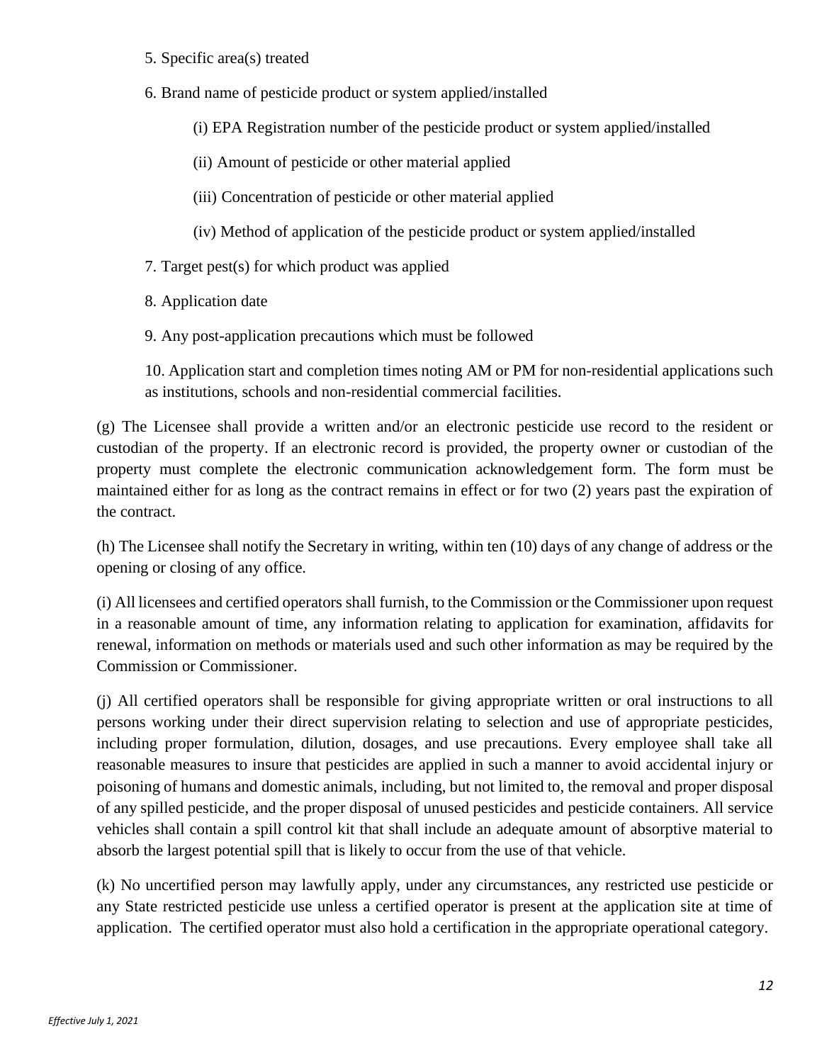5. Specific area(s) treated

6. Brand name of pesticide product or system applied/installed

   (i) EPA Registration number of the pesticide product or system applied/installed

   (ii) Amount of pesticide or other material applied

   (iii) Concentration of pesticide or other material applied

   (iv) Method of application of the pesticide product or system applied/installed

7. Target pest(s) for which product was applied

8. Application date

9. Any post-application precautions which must be followed

10. Application start and completion times noting AM or PM for non-residential applications such as institutions, schools and non-residential commercial facilities.

(g) The Licensee shall provide a written and/or an electronic pesticide use record to the resident or custodian of the property. If an electronic record is provided, the property owner or custodian of the property must complete the electronic communication acknowledgement form. The form must be maintained either for as long as the contract remains in effect or for two (2) years past the expiration of the contract.

(h) The Licensee shall notify the Secretary in writing, within ten (10) days of any change of address or the opening or closing of any office.

(i) All licensees and certified operators shall furnish, to the Commission or the Commissioner upon request in a reasonable amount of time, any information relating to application for examination, affidavits for renewal, information on methods or materials used and such other information as may be required by the Commission or Commissioner.

(j) All certified operators shall be responsible for giving appropriate written or oral instructions to all persons working under their direct supervision relating to selection and use of appropriate pesticides, including proper formulation, dilution, dosages, and use precautions. Every employee shall take all reasonable measures to insure that pesticides are applied in such a manner to avoid accidental injury or poisoning of humans and domestic animals, including, but not limited to, the removal and proper disposal of any spilled pesticide, and the proper disposal of unused pesticides and pesticide containers. All service vehicles shall contain a spill control kit that shall include an adequate amount of absorptive material to absorb the largest potential spill that is likely to occur from the use of that vehicle.

(k) No uncertified person may lawfully apply, under any circumstances, any restricted use pesticide or any State restricted pesticide use unless a certified operator is present at the application site at time of application. The certified operator must also hold a certification in the appropriate operational category.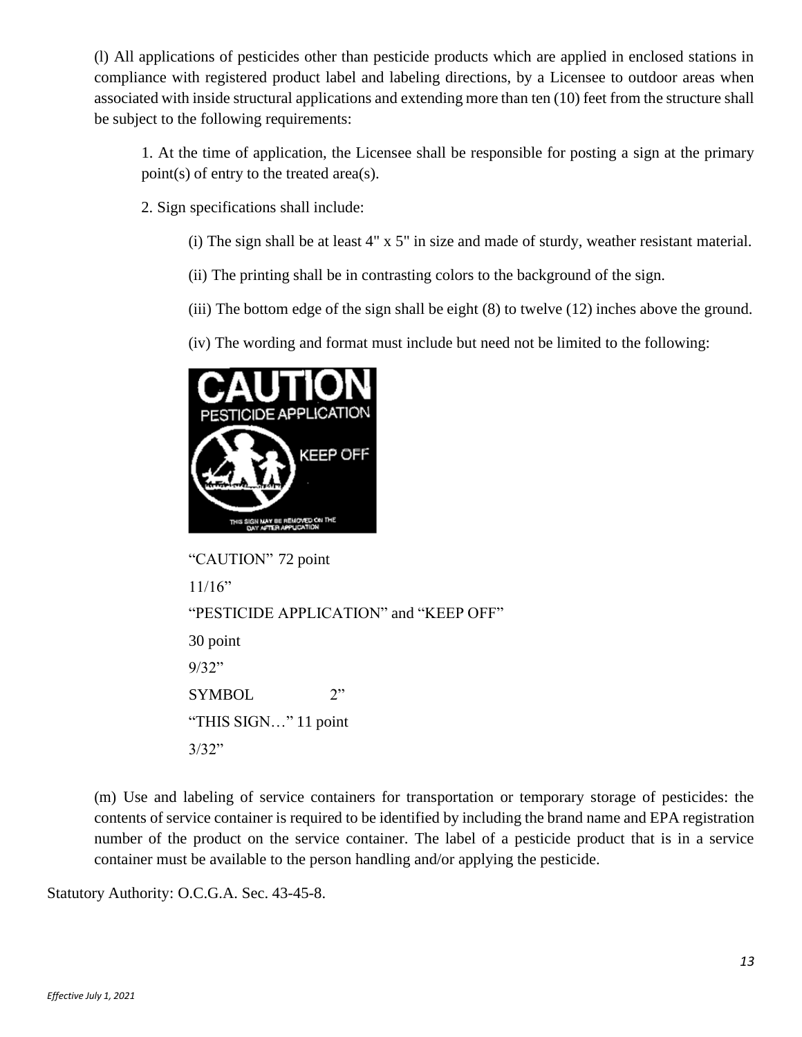(l) All applications of pesticides other than pesticide products which are applied in enclosed stations in compliance with registered product label and labeling directions, by a Licensee to outdoor areas when associated with inside structural applications and extending more than ten (10) feet from the structure shall be subject to the following requirements:

1. At the time of application, the Licensee shall be responsible for posting a sign at the primary point(s) of entry to the treated area(s).

2. Sign specifications shall include:

(i) The sign shall be at least 4" x 5" in size and made of sturdy, weather resistant material.

(ii) The printing shall be in contrasting colors to the background of the sign.

(iii) The bottom edge of the sign shall be eight (8) to twelve (12) inches above the ground.

(iv) The wording and format must include but need not be limited to the following:

"CAUTION" 72 point

11/16"

"PESTICIDE APPLICATION" and "KEEP OFF"

30 point

9/32"

SYMBOL 2"

"THIS SIGN…" 11 point

3/32"

(m) Use and labeling of service containers for transportation or temporary storage of pesticides: the contents of service container is required to be identified by including the brand name and EPA registration number of the product on the service container. The label of a pesticide product that is in a service container must be available to the person handling and/or applying the pesticide.

Statutory Authority: O.C.G.A. Sec. 43-45-8.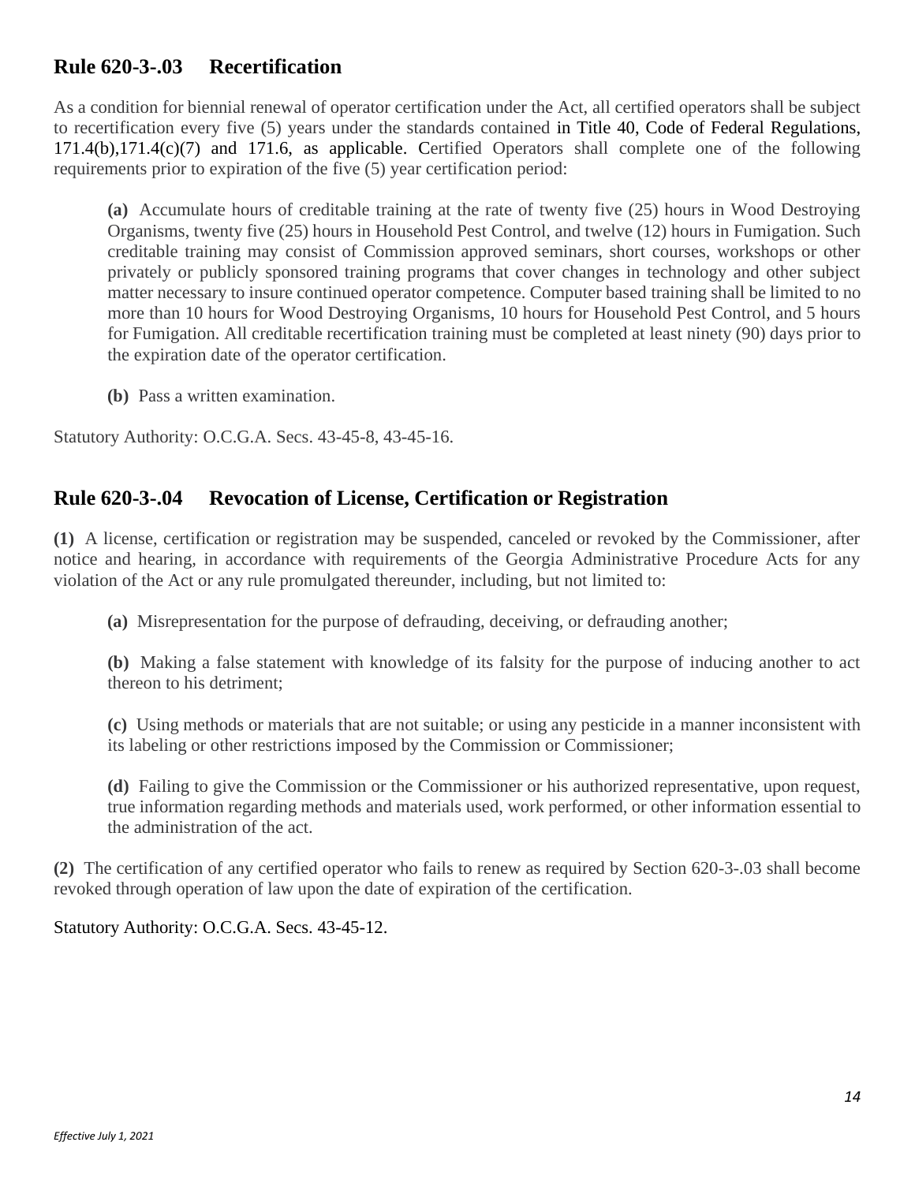## Rule 620-3-.03 Recertification

As a condition for biennial renewal of operator certification under the Act, all certified operators shall be subject to recertification every five (5) years under the standards contained in Title 40, Code of Federal Regulations, 171.4(b),171.4(c)(7) and 171.6, as applicable. Certified Operators shall complete one of the following requirements prior to expiration of the five (5) year certification period:

**(a)** Accumulate hours of creditable training at the rate of twenty five (25) hours in Wood Destroying Organisms, twenty five (25) hours in Household Pest Control, and twelve (12) hours in Fumigation. Such creditable training may consist of Commission approved seminars, short courses, workshops or other privately or publicly sponsored training programs that cover changes in technology and other subject matter necessary to insure continued operator competence. Computer based training shall be limited to no more than 10 hours for Wood Destroying Organisms, 10 hours for Household Pest Control, and 5 hours for Fumigation. All creditable recertification training must be completed at least ninety (90) days prior to the expiration date of the operator certification.

**(b)** Pass a written examination.

Statutory Authority: O.C.G.A. Secs. 43-45-8, 43-45-16.

## Rule 620-3-.04 Revocation of License, Certification or Registration

**(1)** A license, certification or registration may be suspended, canceled or revoked by the Commissioner, after notice and hearing, in accordance with requirements of the Georgia Administrative Procedure Acts for any violation of the Act or any rule promulgated thereunder, including, but not limited to:

**(a)** Misrepresentation for the purpose of defrauding, deceiving, or defrauding another;

**(b)** Making a false statement with knowledge of its falsity for the purpose of inducing another to act thereon to his detriment;

**(c)** Using methods or materials that are not suitable; or using any pesticide in a manner inconsistent with its labeling or other restrictions imposed by the Commission or Commissioner;

**(d)** Failing to give the Commission or the Commissioner or his authorized representative, upon request, true information regarding methods and materials used, work performed, or other information essential to the administration of the act.

**(2)** The certification of any certified operator who fails to renew as required by Section 620-3-.03 shall become revoked through operation of law upon the date of expiration of the certification.

Statutory Authority: O.C.G.A. Secs. 43-45-12.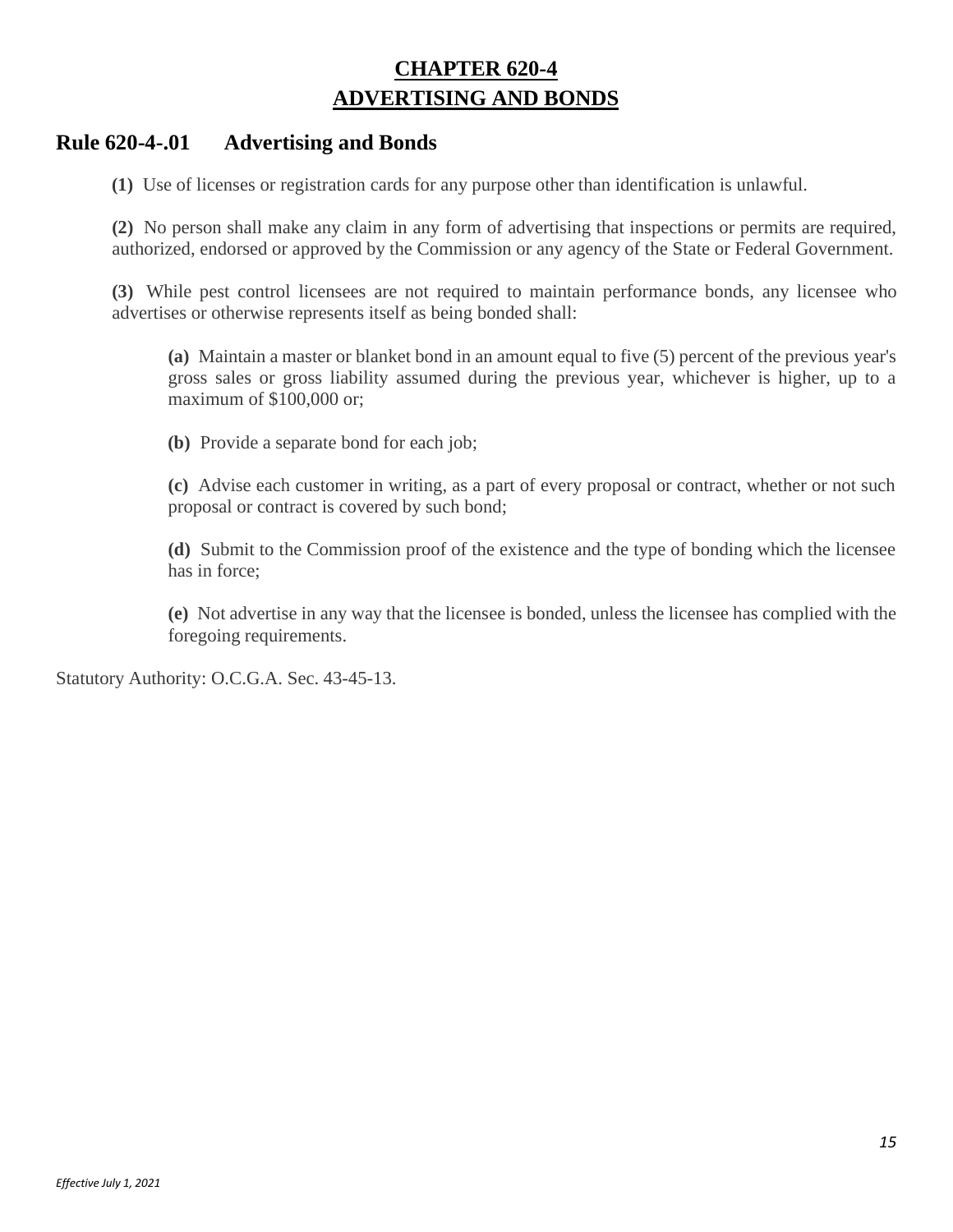# CHAPTER 620-4
# ADVERTISING AND BONDS

## Rule 620-4-.01 Advertising and Bonds

**(1)** Use of licenses or registration cards for any purpose other than identification is unlawful.

**(2)** No person shall make any claim in any form of advertising that inspections or permits are required, authorized, endorsed or approved by the Commission or any agency of the State or Federal Government.

**(3)** While pest control licensees are not required to maintain performance bonds, any licensee who advertises or otherwise represents itself as being bonded shall:

**(a)** Maintain a master or blanket bond in an amount equal to five (5) percent of the previous year's gross sales or gross liability assumed during the previous year, whichever is higher, up to a maximum of $100,000 or;

**(b)** Provide a separate bond for each job;

**(c)** Advise each customer in writing, as a part of every proposal or contract, whether or not such proposal or contract is covered by such bond;

**(d)** Submit to the Commission proof of the existence and the type of bonding which the licensee has in force;

**(e)** Not advertise in any way that the licensee is bonded, unless the licensee has complied with the foregoing requirements.

Statutory Authority: O.C.G.A. Sec. 43-45-13.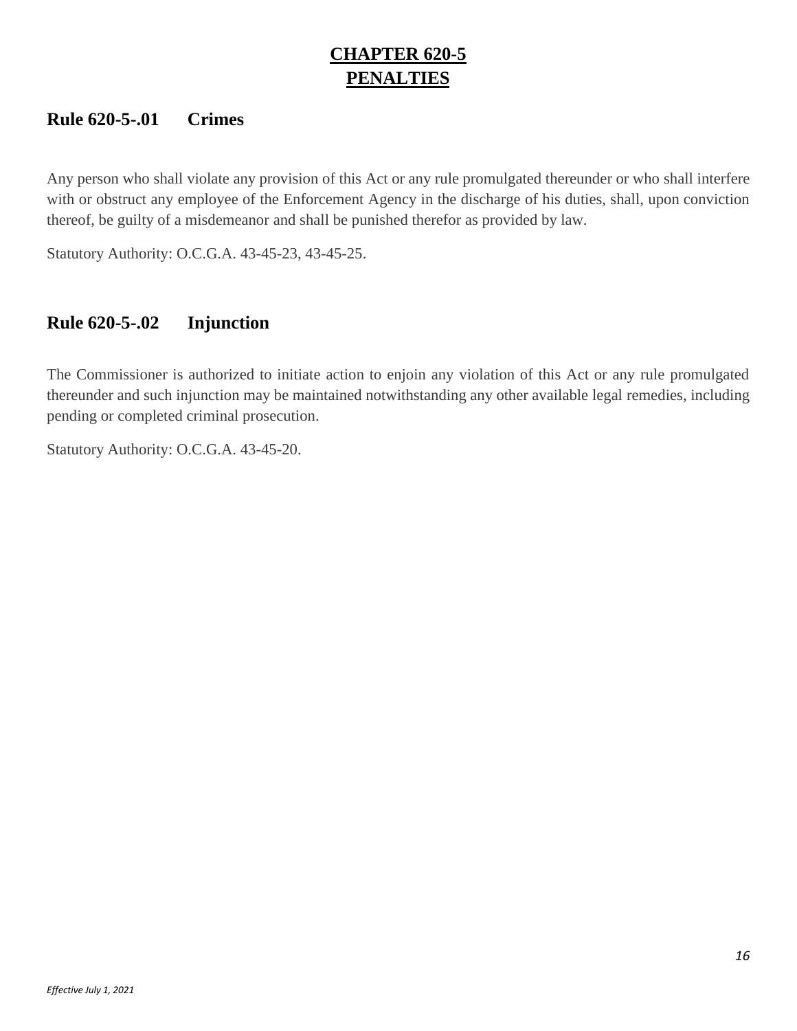# CHAPTER 620-5
# PENALTIES

## Rule 620-5-.01 Crimes

Any person who shall violate any provision of this Act or any rule promulgated thereunder or who shall interfere with or obstruct any employee of the Enforcement Agency in the discharge of his duties, shall, upon conviction thereof, be guilty of a misdemeanor and shall be punished therefor as provided by law.

Statutory Authority: O.C.G.A. 43-45-23, 43-45-25.

## Rule 620-5-.02 Injunction

The Commissioner is authorized to initiate action to enjoin any violation of this Act or any rule promulgated thereunder and such injunction may be maintained notwithstanding any other available legal remedies, including pending or completed criminal prosecution.

Statutory Authority: O.C.G.A. 43-45-20.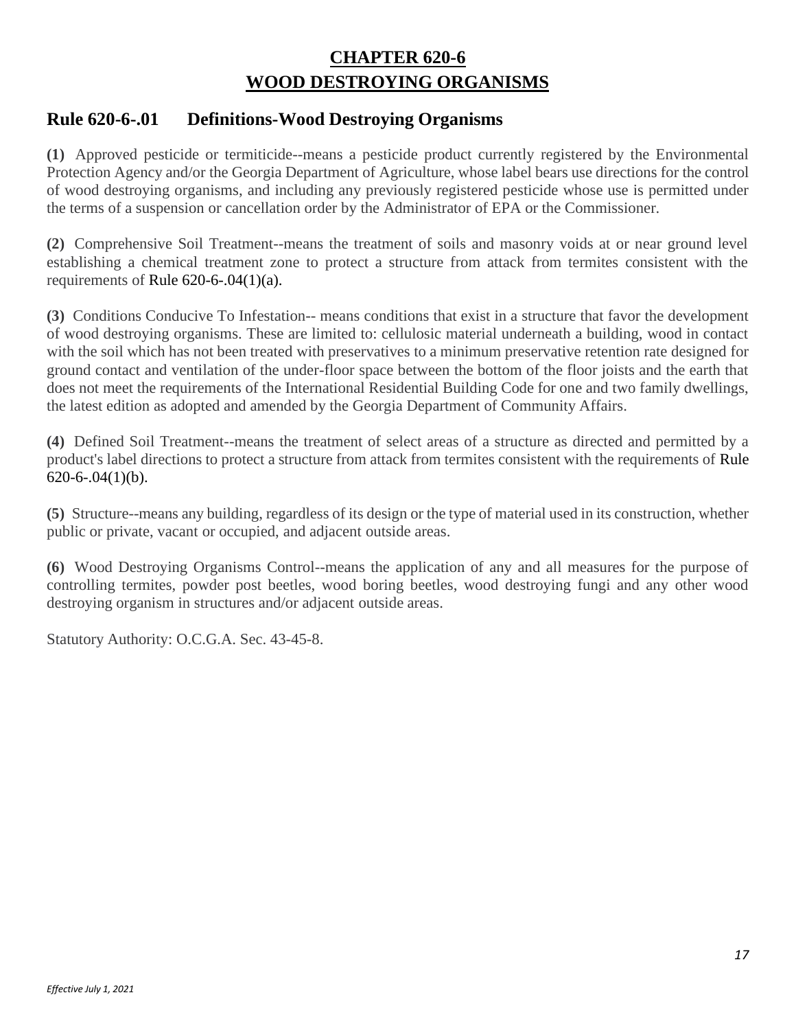# CHAPTER 620-6
# WOOD DESTROYING ORGANISMS

## Rule 620-6-.01 Definitions-Wood Destroying Organisms

**(1)** Approved pesticide or termiticide--means a pesticide product currently registered by the Environmental Protection Agency and/or the Georgia Department of Agriculture, whose label bears use directions for the control of wood destroying organisms, and including any previously registered pesticide whose use is permitted under the terms of a suspension or cancellation order by the Administrator of EPA or the Commissioner.

**(2)** Comprehensive Soil Treatment--means the treatment of soils and masonry voids at or near ground level establishing a chemical treatment zone to protect a structure from attack from termites consistent with the requirements of Rule 620-6-.04(1)(a).

**(3)** Conditions Conducive To Infestation-- means conditions that exist in a structure that favor the development of wood destroying organisms. These are limited to: cellulosic material underneath a building, wood in contact with the soil which has not been treated with preservatives to a minimum preservative retention rate designed for ground contact and ventilation of the under-floor space between the bottom of the floor joists and the earth that does not meet the requirements of the International Residential Building Code for one and two family dwellings, the latest edition as adopted and amended by the Georgia Department of Community Affairs.

**(4)** Defined Soil Treatment--means the treatment of select areas of a structure as directed and permitted by a product's label directions to protect a structure from attack from termites consistent with the requirements of Rule 620-6-.04(1)(b).

**(5)** Structure--means any building, regardless of its design or the type of material used in its construction, whether public or private, vacant or occupied, and adjacent outside areas.

**(6)** Wood Destroying Organisms Control--means the application of any and all measures for the purpose of controlling termites, powder post beetles, wood boring beetles, wood destroying fungi and any other wood destroying organism in structures and/or adjacent outside areas.

Statutory Authority: O.C.G.A. Sec. 43-45-8.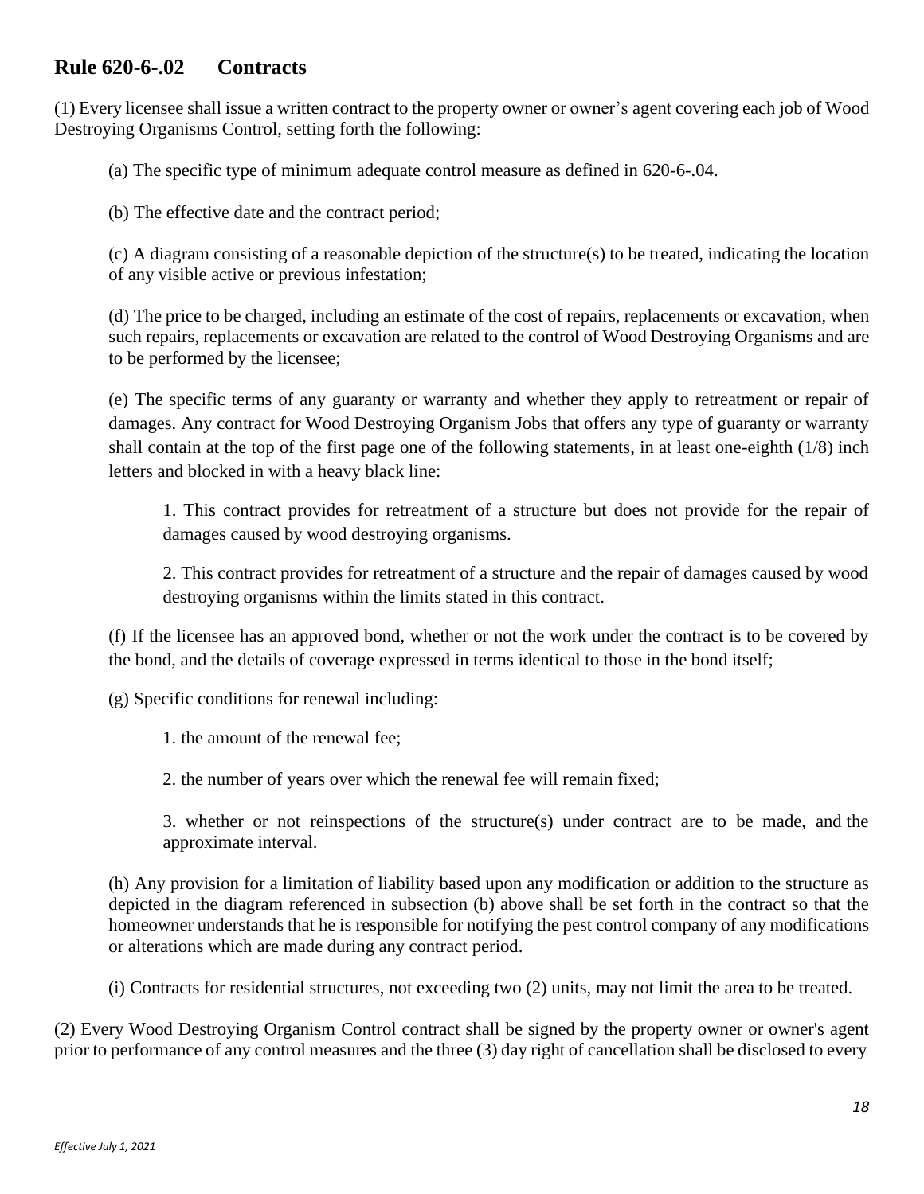## Rule 620-6-.02 Contracts

(1) Every licensee shall issue a written contract to the property owner or owner's agent covering each job of Wood Destroying Organisms Control, setting forth the following:

(a) The specific type of minimum adequate control measure as defined in 620-6-.04.

(b) The effective date and the contract period;

(c) A diagram consisting of a reasonable depiction of the structure(s) to be treated, indicating the location of any visible active or previous infestation;

(d) The price to be charged, including an estimate of the cost of repairs, replacements or excavation, when such repairs, replacements or excavation are related to the control of Wood Destroying Organisms and are to be performed by the licensee;

(e) The specific terms of any guaranty or warranty and whether they apply to retreatment or repair of damages. Any contract for Wood Destroying Organism Jobs that offers any type of guaranty or warranty shall contain at the top of the first page one of the following statements, in at least one-eighth (1/8) inch letters and blocked in with a heavy black line:

1. This contract provides for retreatment of a structure but does not provide for the repair of damages caused by wood destroying organisms.

2. This contract provides for retreatment of a structure and the repair of damages caused by wood destroying organisms within the limits stated in this contract.

(f) If the licensee has an approved bond, whether or not the work under the contract is to be covered by the bond, and the details of coverage expressed in terms identical to those in the bond itself;

(g) Specific conditions for renewal including:

1. the amount of the renewal fee;

2. the number of years over which the renewal fee will remain fixed;

3. whether or not reinspections of the structure(s) under contract are to be made, and the approximate interval.

(h) Any provision for a limitation of liability based upon any modification or addition to the structure as depicted in the diagram referenced in subsection (b) above shall be set forth in the contract so that the homeowner understands that he is responsible for notifying the pest control company of any modifications or alterations which are made during any contract period.

(i) Contracts for residential structures, not exceeding two (2) units, may not limit the area to be treated.

(2) Every Wood Destroying Organism Control contract shall be signed by the property owner or owner's agent prior to performance of any control measures and the three (3) day right of cancellation shall be disclosed to every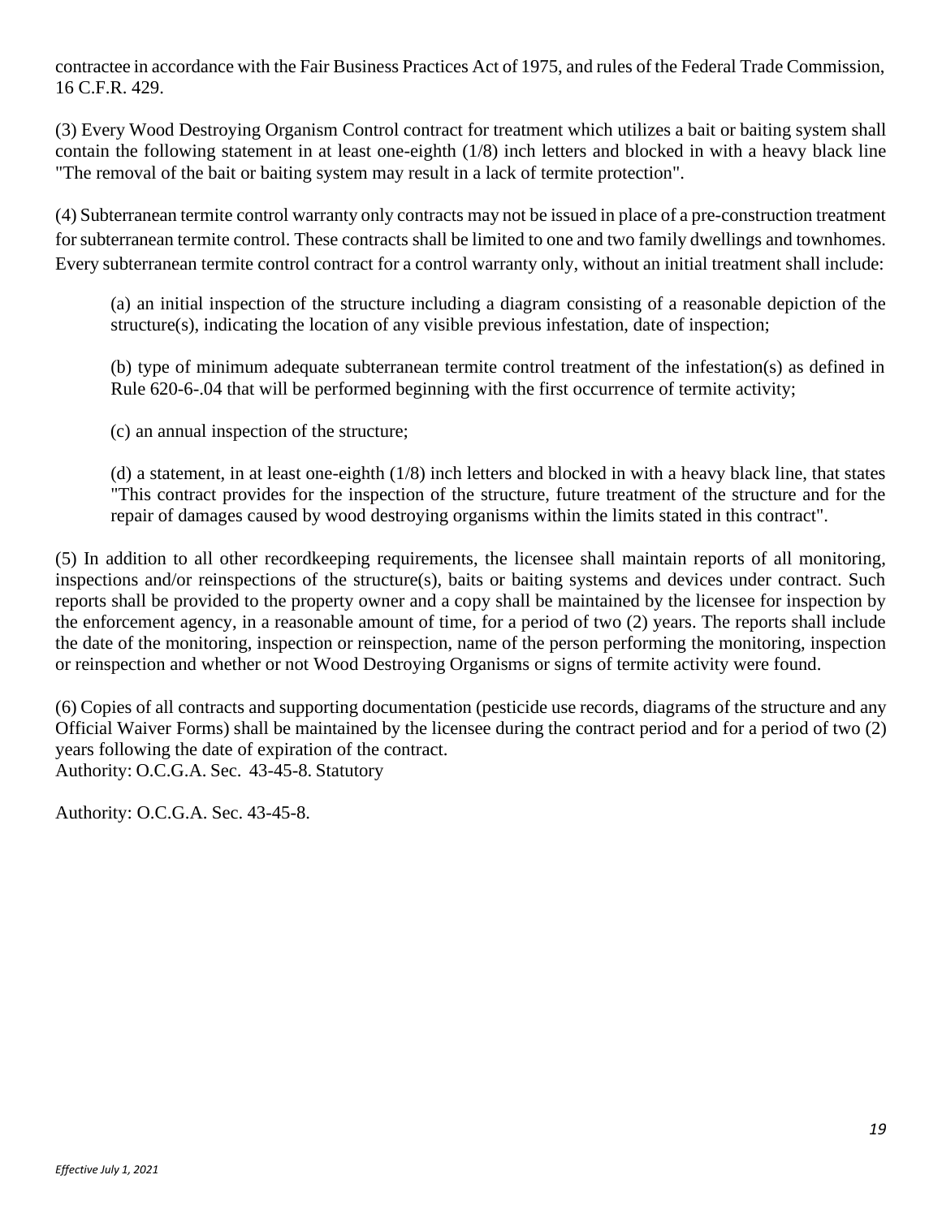contractee in accordance with the Fair Business Practices Act of 1975, and rules of the Federal Trade Commission, 16 C.F.R. 429.

(3) Every Wood Destroying Organism Control contract for treatment which utilizes a bait or baiting system shall contain the following statement in at least one-eighth (1/8) inch letters and blocked in with a heavy black line "The removal of the bait or baiting system may result in a lack of termite protection".

(4) Subterranean termite control warranty only contracts may not be issued in place of a pre-construction treatment for subterranean termite control. These contracts shall be limited to one and two family dwellings and townhomes. Every subterranean termite control contract for a control warranty only, without an initial treatment shall include:

> (a) an initial inspection of the structure including a diagram consisting of a reasonable depiction of the structure(s), indicating the location of any visible previous infestation, date of inspection;
>
> (b) type of minimum adequate subterranean termite control treatment of the infestation(s) as defined in Rule 620-6-.04 that will be performed beginning with the first occurrence of termite activity;
>
> (c) an annual inspection of the structure;
>
> (d) a statement, in at least one-eighth (1/8) inch letters and blocked in with a heavy black line, that states "This contract provides for the inspection of the structure, future treatment of the structure and for the repair of damages caused by wood destroying organisms within the limits stated in this contract".

(5) In addition to all other recordkeeping requirements, the licensee shall maintain reports of all monitoring, inspections and/or reinspections of the structure(s), baits or baiting systems and devices under contract. Such reports shall be provided to the property owner and a copy shall be maintained by the licensee for inspection by the enforcement agency, in a reasonable amount of time, for a period of two (2) years. The reports shall include the date of the monitoring, inspection or reinspection, name of the person performing the monitoring, inspection or reinspection and whether or not Wood Destroying Organisms or signs of termite activity were found.

(6) Copies of all contracts and supporting documentation (pesticide use records, diagrams of the structure and any Official Waiver Forms) shall be maintained by the licensee during the contract period and for a period of two (2) years following the date of expiration of the contract.
Authority: O.C.G.A. Sec. 43-45-8. Statutory

Authority: O.C.G.A. Sec. 43-45-8.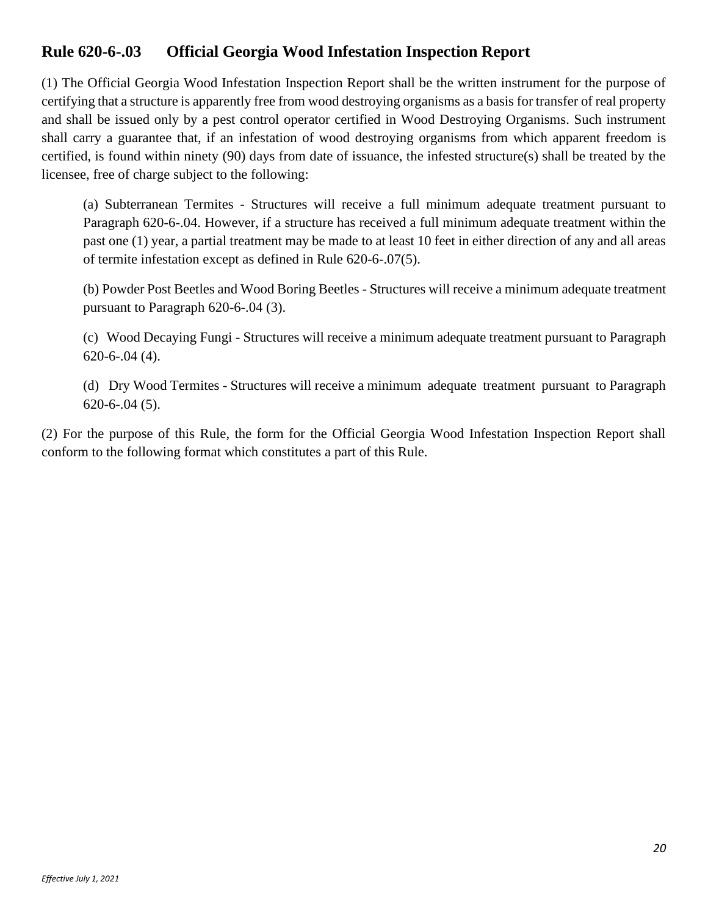## Rule 620-6-.03 Official Georgia Wood Infestation Inspection Report

(1) The Official Georgia Wood Infestation Inspection Report shall be the written instrument for the purpose of certifying that a structure is apparently free from wood destroying organisms as a basis for transfer of real property and shall be issued only by a pest control operator certified in Wood Destroying Organisms. Such instrument shall carry a guarantee that, if an infestation of wood destroying organisms from which apparent freedom is certified, is found within ninety (90) days from date of issuance, the infested structure(s) shall be treated by the licensee, free of charge subject to the following:

(a) Subterranean Termites - Structures will receive a full minimum adequate treatment pursuant to Paragraph 620-6-.04. However, if a structure has received a full minimum adequate treatment within the past one (1) year, a partial treatment may be made to at least 10 feet in either direction of any and all areas of termite infestation except as defined in Rule 620-6-.07(5).

(b) Powder Post Beetles and Wood Boring Beetles - Structures will receive a minimum adequate treatment pursuant to Paragraph 620-6-.04 (3).

(c) Wood Decaying Fungi - Structures will receive a minimum adequate treatment pursuant to Paragraph 620-6-.04 (4).

(d) Dry Wood Termites - Structures will receive a minimum adequate treatment pursuant to Paragraph 620-6-.04 (5).

(2) For the purpose of this Rule, the form for the Official Georgia Wood Infestation Inspection Report shall conform to the following format which constitutes a part of this Rule.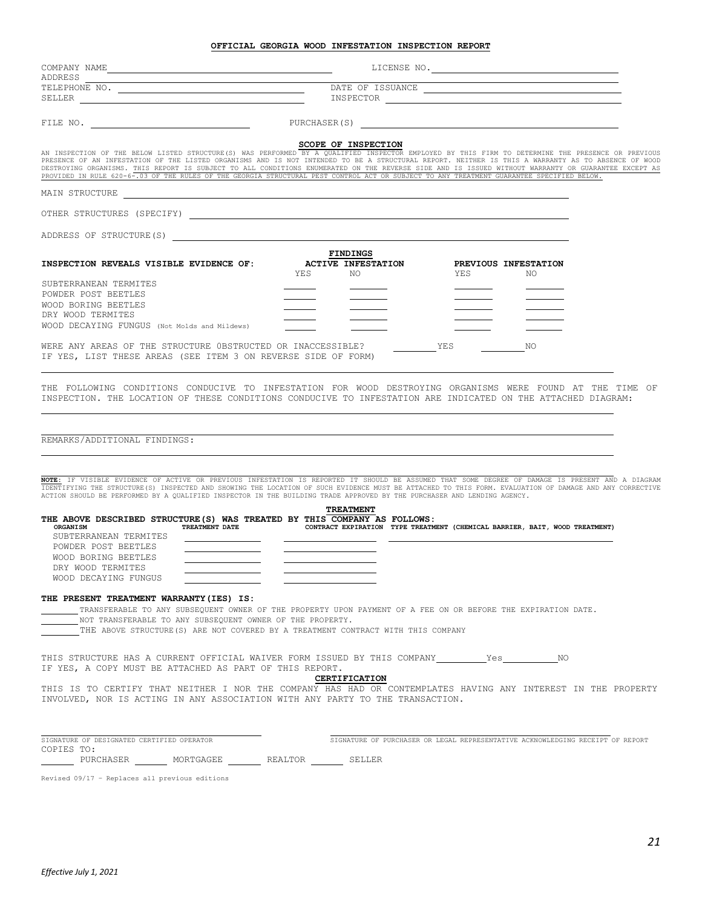# OFFICIAL GEORGIA WOOD INFESTATION INSPECTION REPORT

COMPANY NAME ______________________ LICENSE NO. ______________________

ADDRESS ______________________

TELEPHONE NO. ______________________ DATE OF ISSUANCE ______________________

SELLER ______________________ INSPECTOR ______________________

FILE NO. ______________________ PURCHASER(S) ______________________

## SCOPE OF INSPECTION

AN INSPECTION OF THE BELOW LISTED STRUCTURE(S) WAS PERFORMED BY A QUALIFIED INSPECTOR EMPLOYED BY THIS FIRM TO DETERMINE THE PRESENCE OR PREVIOUS PRESENCE OF AN INFESTATION OF THE LISTED ORGANISMS AND IS NOT INTENDED TO BE A STRUCTURAL REPORT. NEITHER IS THIS A WARRANTY AS TO ABSENCE OF WOOD DESTROYING ORGANISMS. THIS REPORT IS SUBJECT TO ALL CONDITIONS ENUMERATED ON THE REVERSE SIDE AND IS ISSUED WITHOUT WARRANTY OR GUARANTEE EXCEPT AS PROVIDED IN RULE 620-6-.03 OF THE RULES OF THE GEORGIA STRUCTURAL PEST CONTROL ACT OR SUBJECT TO ANY TREATMENT GUARANTEE SPECIFIED BELOW.

MAIN STRUCTURE ______________________

OTHER STRUCTURES (SPECIFY) ______________________

ADDRESS OF STRUCTURE(S) ______________________

## FINDINGS

| INSPECTION REVEALS VISIBLE EVIDENCE OF: | ACTIVE INFESTATION | | PREVIOUS INFESTATION | |
|---|---|---|---|---|
| | YES | NO | YES | NO |
| SUBTERRANEAN TERMITES | | | | |
| POWDER POST BEETLES | | | | |
| WOOD BORING BEETLES | | | | |
| DRY WOOD TERMITES | | | | |
| WOOD DECAYING FUNGUS (Not Molds and Mildews) | | | | |

WERE ANY AREAS OF THE STRUCTURE OBSTRUCTED OR INACCESSIBLE? ______ YES ______ NO

IF YES, LIST THESE AREAS (SEE ITEM 3 ON REVERSE SIDE OF FORM)

______________________

THE FOLLOWING CONDITIONS CONDUCIVE TO INFESTATION FOR WOOD DESTROYING ORGANISMS WERE FOUND AT THE TIME OF INSPECTION. THE LOCATION OF THESE CONDITIONS CONDUCIVE TO INFESTATION ARE INDICATED ON THE ATTACHED DIAGRAM:

______________________

REMARKS/ADDITIONAL FINDINGS: ______________________

**NOTE:** IF VISIBLE EVIDENCE OF ACTIVE OR PREVIOUS INFESTATION IS REPORTED IT SHOULD BE ASSUMED THAT SOME DEGREE OF DAMAGE IS PRESENT AND A DIAGRAM IDENTIFYING THE STRUCTURE(S) INSPECTED AND SHOWING THE LOCATION OF SUCH EVIDENCE MUST BE ATTACHED TO THIS FORM. EVALUATION OF DAMAGE AND ANY CORRECTIVE ACTION SHOULD BE PERFORMED BY A QUALIFIED INSPECTOR IN THE BUILDING TRADE APPROVED BY THE PURCHASER AND LENDING AGENCY.

## TREATMENT

**THE ABOVE DESCRIBED STRUCTURE(S) WAS TREATED BY THIS COMPANY AS FOLLOWS:**

| ORGANISM | TREATMENT DATE | CONTRACT EXPIRATION | TYPE TREATMENT (CHEMICAL BARRIER, BAIT, WOOD TREATMENT) |
|---|---|---|---|
| SUBTERRANEAN TERMITES | | | |
| POWDER POST BEETLES | | | |
| WOOD BORING BEETLES | | | |
| DRY WOOD TERMITES | | | |
| WOOD DECAYING FUNGUS | | | |

**THE PRESENT TREATMENT WARRANTY(IES) IS:**

______ TRANSFERABLE TO ANY SUBSEQUENT OWNER OF THE PROPERTY UPON PAYMENT OF A FEE ON OR BEFORE THE EXPIRATION DATE.

______ NOT TRANSFERABLE TO ANY SUBSEQUENT OWNER OF THE PROPERTY.

______ THE ABOVE STRUCTURE(S) ARE NOT COVERED BY A TREATMENT CONTRACT WITH THIS COMPANY

THIS STRUCTURE HAS A CURRENT OFFICIAL WAIVER FORM ISSUED BY THIS COMPANY ______ Yes ______ NO

IF YES, A COPY MUST BE ATTACHED AS PART OF THIS REPORT.

## CERTIFICATION

THIS IS TO CERTIFY THAT NEITHER I NOR THE COMPANY HAS HAD OR CONTEMPLATES HAVING ANY INTEREST IN THE PROPERTY INVOLVED, NOR IS ACTING IN ANY ASSOCIATION WITH ANY PARTY TO THE TRANSACTION.

______________________ SIGNATURE OF DESIGNATED CERTIFIED OPERATOR

______________________ SIGNATURE OF PURCHASER OR LEGAL REPRESENTATIVE ACKNOWLEDGING RECEIPT OF REPORT

COPIES TO:

______ PURCHASER ______ MORTGAGEE ______ REALTOR ______ SELLER

Revised 09/17 – Replaces all previous editions

*Effective July 1, 2021*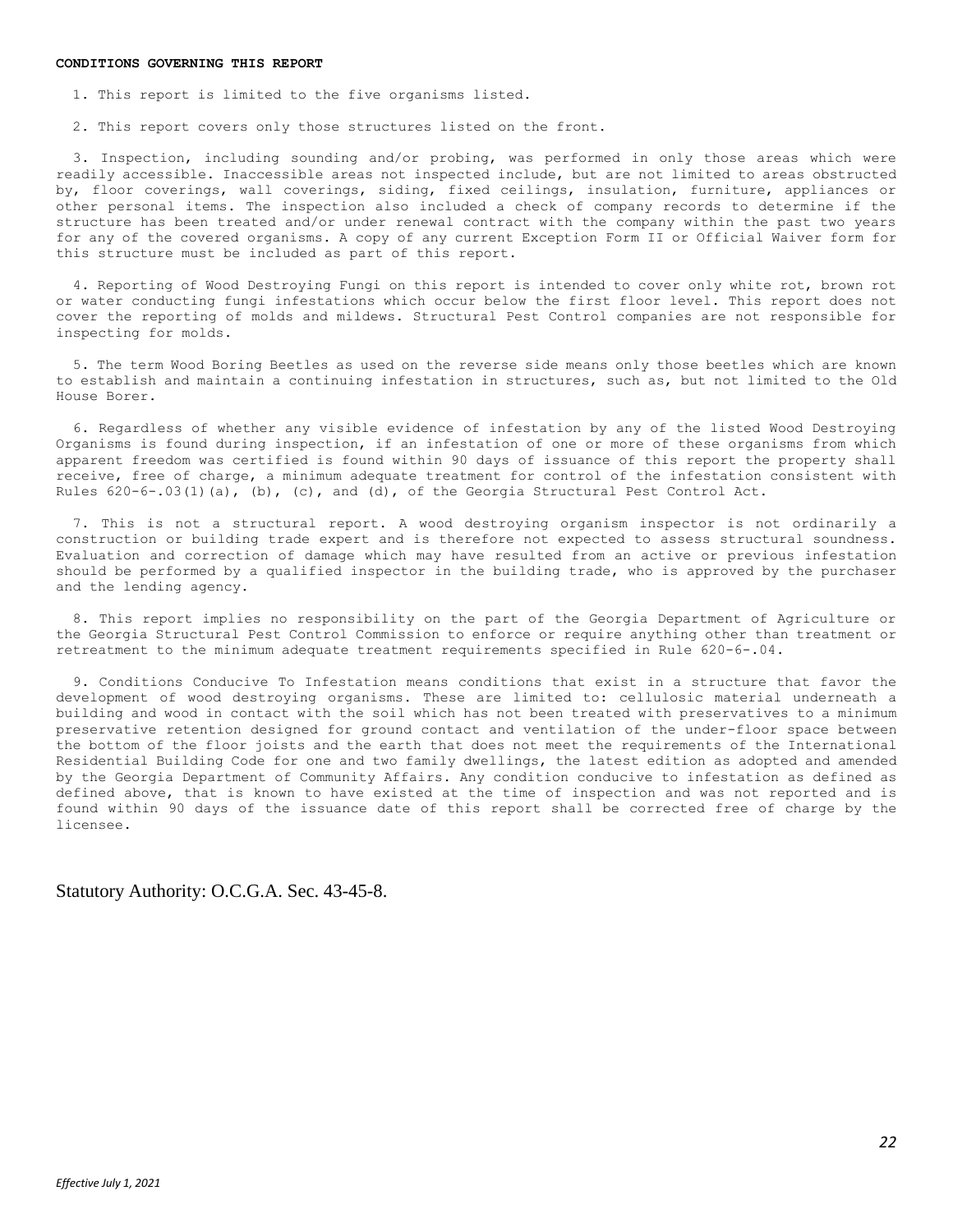**CONDITIONS GOVERNING THIS REPORT**

1. This report is limited to the five organisms listed.

2. This report covers only those structures listed on the front.

3. Inspection, including sounding and/or probing, was performed in only those areas which were readily accessible. Inaccessible areas not inspected include, but are not limited to areas obstructed by, floor coverings, wall coverings, siding, fixed ceilings, insulation, furniture, appliances or other personal items. The inspection also included a check of company records to determine if the structure has been treated and/or under renewal contract with the company within the past two years for any of the covered organisms. A copy of any current Exception Form II or Official Waiver form for this structure must be included as part of this report.

4. Reporting of Wood Destroying Fungi on this report is intended to cover only white rot, brown rot or water conducting fungi infestations which occur below the first floor level. This report does not cover the reporting of molds and mildews. Structural Pest Control companies are not responsible for inspecting for molds.

5. The term Wood Boring Beetles as used on the reverse side means only those beetles which are known to establish and maintain a continuing infestation in structures, such as, but not limited to the Old House Borer.

6. Regardless of whether any visible evidence of infestation by any of the listed Wood Destroying Organisms is found during inspection, if an infestation of one or more of these organisms from which apparent freedom was certified is found within 90 days of issuance of this report the property shall receive, free of charge, a minimum adequate treatment for control of the infestation consistent with Rules 620-6-.03(1)(a), (b), (c), and (d), of the Georgia Structural Pest Control Act.

7. This is not a structural report. A wood destroying organism inspector is not ordinarily a construction or building trade expert and is therefore not expected to assess structural soundness. Evaluation and correction of damage which may have resulted from an active or previous infestation should be performed by a qualified inspector in the building trade, who is approved by the purchaser and the lending agency.

8. This report implies no responsibility on the part of the Georgia Department of Agriculture or the Georgia Structural Pest Control Commission to enforce or require anything other than treatment or retreatment to the minimum adequate treatment requirements specified in Rule 620-6-.04.

9. Conditions Conducive To Infestation means conditions that exist in a structure that favor the development of wood destroying organisms. These are limited to: cellulosic material underneath a building and wood in contact with the soil which has not been treated with preservatives to a minimum preservative retention designed for ground contact and ventilation of the under-floor space between the bottom of the floor joists and the earth that does not meet the requirements of the International Residential Building Code for one and two family dwellings, the latest edition as adopted and amended by the Georgia Department of Community Affairs. Any condition conducive to infestation as defined as defined above, that is known to have existed at the time of inspection and was not reported and is found within 90 days of the issuance date of this report shall be corrected free of charge by the licensee.

Statutory Authority: O.C.G.A. Sec. 43-45-8.

*Effective July 1, 2021*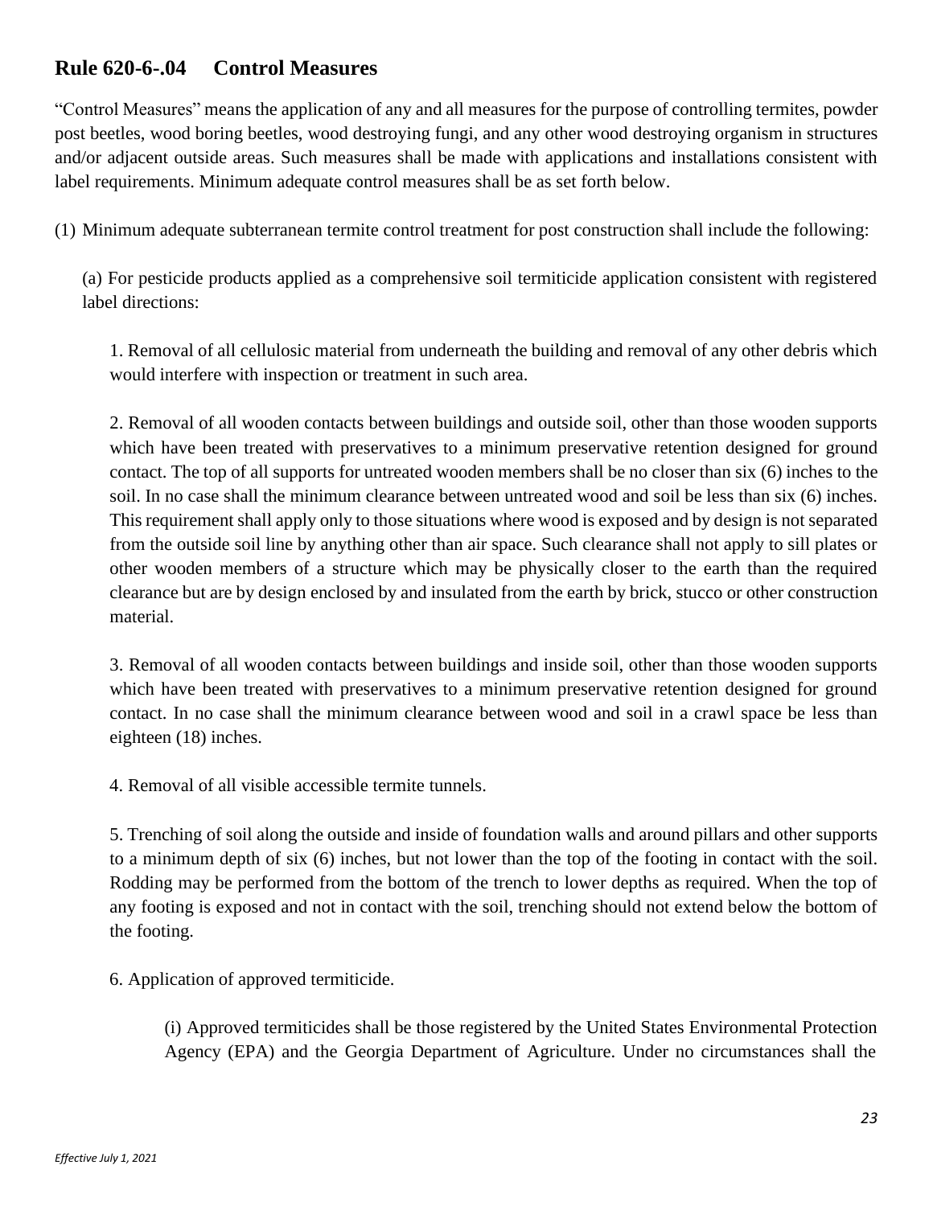## Rule 620-6-.04 Control Measures

"Control Measures" means the application of any and all measures for the purpose of controlling termites, powder post beetles, wood boring beetles, wood destroying fungi, and any other wood destroying organism in structures and/or adjacent outside areas. Such measures shall be made with applications and installations consistent with label requirements. Minimum adequate control measures shall be as set forth below.

(1) Minimum adequate subterranean termite control treatment for post construction shall include the following:

(a) For pesticide products applied as a comprehensive soil termiticide application consistent with registered label directions:

1. Removal of all cellulosic material from underneath the building and removal of any other debris which would interfere with inspection or treatment in such area.

2. Removal of all wooden contacts between buildings and outside soil, other than those wooden supports which have been treated with preservatives to a minimum preservative retention designed for ground contact. The top of all supports for untreated wooden members shall be no closer than six (6) inches to the soil. In no case shall the minimum clearance between untreated wood and soil be less than six (6) inches. This requirement shall apply only to those situations where wood is exposed and by design is not separated from the outside soil line by anything other than air space. Such clearance shall not apply to sill plates or other wooden members of a structure which may be physically closer to the earth than the required clearance but are by design enclosed by and insulated from the earth by brick, stucco or other construction material.

3. Removal of all wooden contacts between buildings and inside soil, other than those wooden supports which have been treated with preservatives to a minimum preservative retention designed for ground contact. In no case shall the minimum clearance between wood and soil in a crawl space be less than eighteen (18) inches.

4. Removal of all visible accessible termite tunnels.

5. Trenching of soil along the outside and inside of foundation walls and around pillars and other supports to a minimum depth of six (6) inches, but not lower than the top of the footing in contact with the soil. Rodding may be performed from the bottom of the trench to lower depths as required. When the top of any footing is exposed and not in contact with the soil, trenching should not extend below the bottom of the footing.

6. Application of approved termiticide.

(i) Approved termiticides shall be those registered by the United States Environmental Protection Agency (EPA) and the Georgia Department of Agriculture. Under no circumstances shall the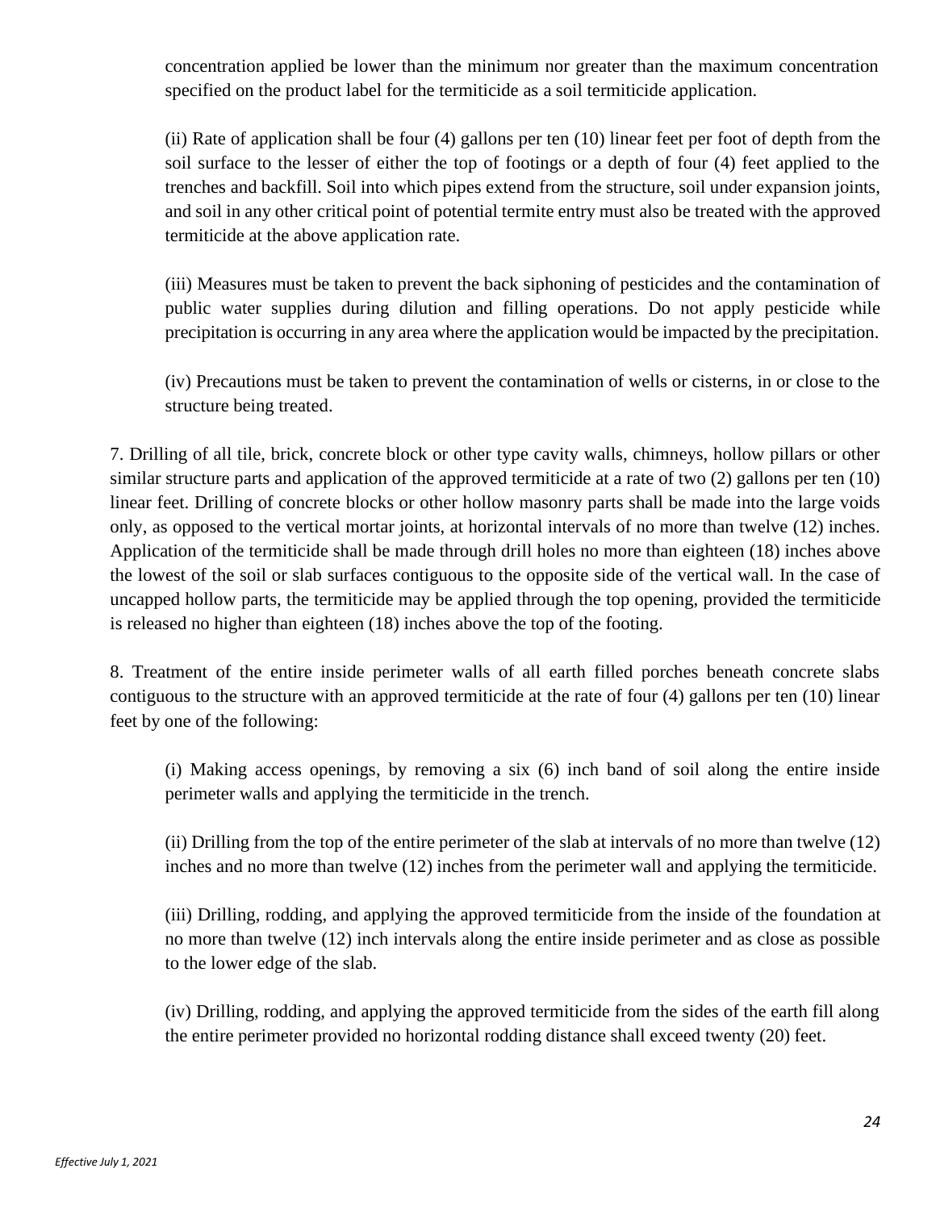concentration applied be lower than the minimum nor greater than the maximum concentration specified on the product label for the termiticide as a soil termiticide application.

(ii) Rate of application shall be four (4) gallons per ten (10) linear feet per foot of depth from the soil surface to the lesser of either the top of footings or a depth of four (4) feet applied to the trenches and backfill. Soil into which pipes extend from the structure, soil under expansion joints, and soil in any other critical point of potential termite entry must also be treated with the approved termiticide at the above application rate.

(iii) Measures must be taken to prevent the back siphoning of pesticides and the contamination of public water supplies during dilution and filling operations. Do not apply pesticide while precipitation is occurring in any area where the application would be impacted by the precipitation.

(iv) Precautions must be taken to prevent the contamination of wells or cisterns, in or close to the structure being treated.

7. Drilling of all tile, brick, concrete block or other type cavity walls, chimneys, hollow pillars or other similar structure parts and application of the approved termiticide at a rate of two (2) gallons per ten (10) linear feet. Drilling of concrete blocks or other hollow masonry parts shall be made into the large voids only, as opposed to the vertical mortar joints, at horizontal intervals of no more than twelve (12) inches. Application of the termiticide shall be made through drill holes no more than eighteen (18) inches above the lowest of the soil or slab surfaces contiguous to the opposite side of the vertical wall. In the case of uncapped hollow parts, the termiticide may be applied through the top opening, provided the termiticide is released no higher than eighteen (18) inches above the top of the footing.

8. Treatment of the entire inside perimeter walls of all earth filled porches beneath concrete slabs contiguous to the structure with an approved termiticide at the rate of four (4) gallons per ten (10) linear feet by one of the following:

(i) Making access openings, by removing a six (6) inch band of soil along the entire inside perimeter walls and applying the termiticide in the trench.

(ii) Drilling from the top of the entire perimeter of the slab at intervals of no more than twelve (12) inches and no more than twelve (12) inches from the perimeter wall and applying the termiticide.

(iii) Drilling, rodding, and applying the approved termiticide from the inside of the foundation at no more than twelve (12) inch intervals along the entire inside perimeter and as close as possible to the lower edge of the slab.

(iv) Drilling, rodding, and applying the approved termiticide from the sides of the earth fill along the entire perimeter provided no horizontal rodding distance shall exceed twenty (20) feet.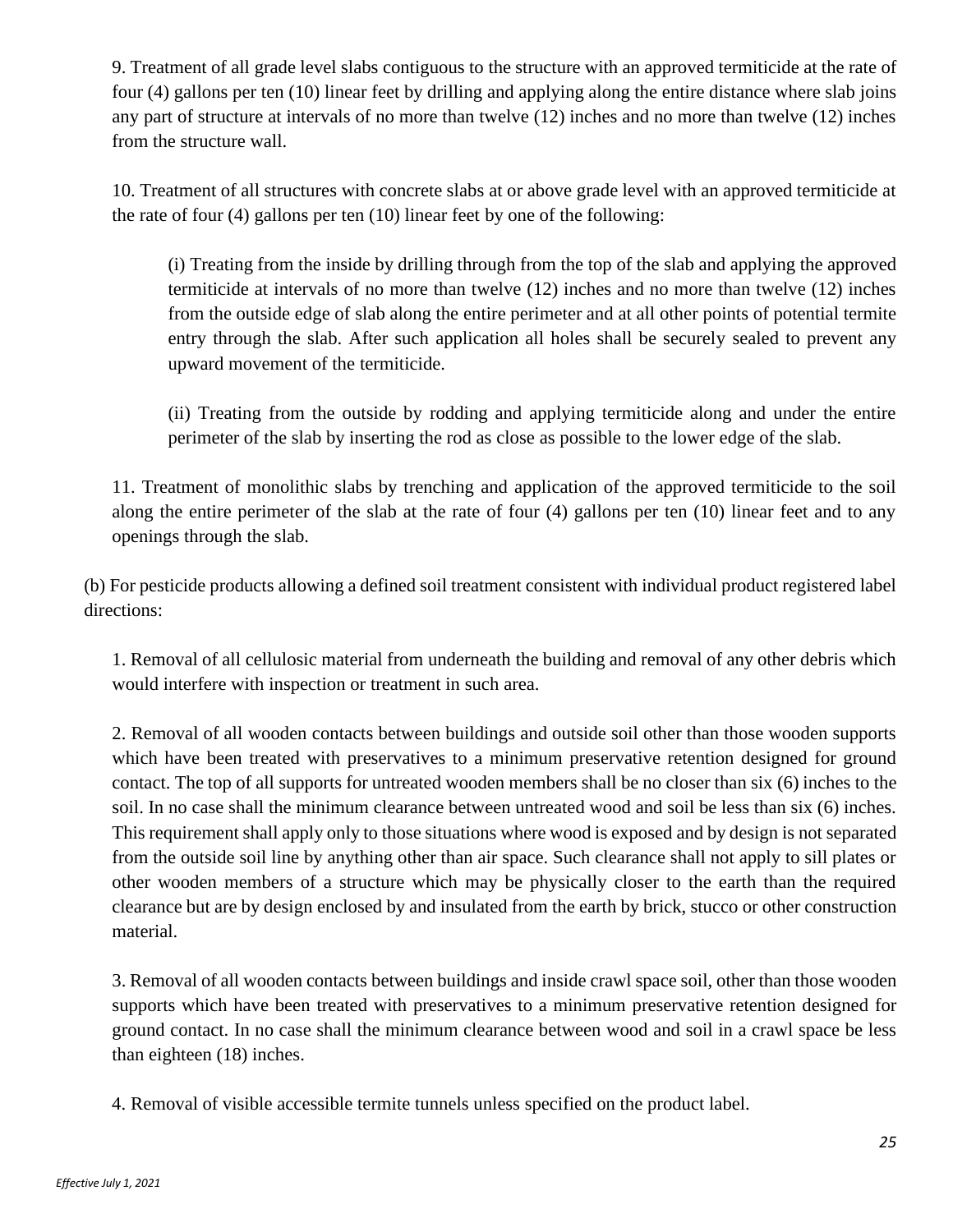9. Treatment of all grade level slabs contiguous to the structure with an approved termiticide at the rate of four (4) gallons per ten (10) linear feet by drilling and applying along the entire distance where slab joins any part of structure at intervals of no more than twelve (12) inches and no more than twelve (12) inches from the structure wall.

10. Treatment of all structures with concrete slabs at or above grade level with an approved termiticide at the rate of four (4) gallons per ten (10) linear feet by one of the following:

(i) Treating from the inside by drilling through from the top of the slab and applying the approved termiticide at intervals of no more than twelve (12) inches and no more than twelve (12) inches from the outside edge of slab along the entire perimeter and at all other points of potential termite entry through the slab. After such application all holes shall be securely sealed to prevent any upward movement of the termiticide.

(ii) Treating from the outside by rodding and applying termiticide along and under the entire perimeter of the slab by inserting the rod as close as possible to the lower edge of the slab.

11. Treatment of monolithic slabs by trenching and application of the approved termiticide to the soil along the entire perimeter of the slab at the rate of four (4) gallons per ten (10) linear feet and to any openings through the slab.

(b) For pesticide products allowing a defined soil treatment consistent with individual product registered label directions:

1. Removal of all cellulosic material from underneath the building and removal of any other debris which would interfere with inspection or treatment in such area.

2. Removal of all wooden contacts between buildings and outside soil other than those wooden supports which have been treated with preservatives to a minimum preservative retention designed for ground contact. The top of all supports for untreated wooden members shall be no closer than six (6) inches to the soil. In no case shall the minimum clearance between untreated wood and soil be less than six (6) inches. This requirement shall apply only to those situations where wood is exposed and by design is not separated from the outside soil line by anything other than air space. Such clearance shall not apply to sill plates or other wooden members of a structure which may be physically closer to the earth than the required clearance but are by design enclosed by and insulated from the earth by brick, stucco or other construction material.

3. Removal of all wooden contacts between buildings and inside crawl space soil, other than those wooden supports which have been treated with preservatives to a minimum preservative retention designed for ground contact. In no case shall the minimum clearance between wood and soil in a crawl space be less than eighteen (18) inches.

4. Removal of visible accessible termite tunnels unless specified on the product label.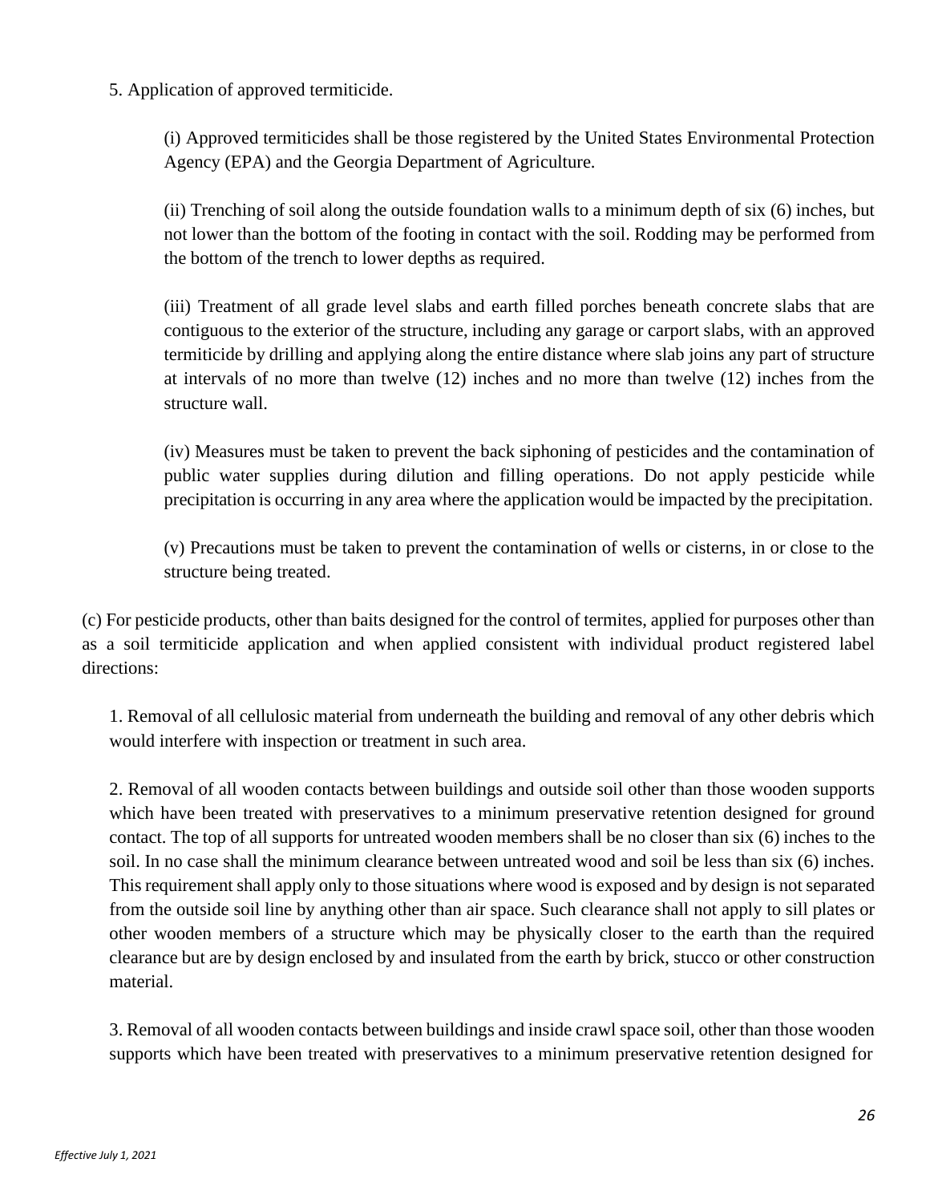5. Application of approved termiticide.

(i) Approved termiticides shall be those registered by the United States Environmental Protection Agency (EPA) and the Georgia Department of Agriculture.

(ii) Trenching of soil along the outside foundation walls to a minimum depth of six (6) inches, but not lower than the bottom of the footing in contact with the soil. Rodding may be performed from the bottom of the trench to lower depths as required.

(iii) Treatment of all grade level slabs and earth filled porches beneath concrete slabs that are contiguous to the exterior of the structure, including any garage or carport slabs, with an approved termiticide by drilling and applying along the entire distance where slab joins any part of structure at intervals of no more than twelve (12) inches and no more than twelve (12) inches from the structure wall.

(iv) Measures must be taken to prevent the back siphoning of pesticides and the contamination of public water supplies during dilution and filling operations. Do not apply pesticide while precipitation is occurring in any area where the application would be impacted by the precipitation.

(v) Precautions must be taken to prevent the contamination of wells or cisterns, in or close to the structure being treated.

(c) For pesticide products, other than baits designed for the control of termites, applied for purposes other than as a soil termiticide application and when applied consistent with individual product registered label directions:

1. Removal of all cellulosic material from underneath the building and removal of any other debris which would interfere with inspection or treatment in such area.

2. Removal of all wooden contacts between buildings and outside soil other than those wooden supports which have been treated with preservatives to a minimum preservative retention designed for ground contact. The top of all supports for untreated wooden members shall be no closer than six (6) inches to the soil. In no case shall the minimum clearance between untreated wood and soil be less than six (6) inches. This requirement shall apply only to those situations where wood is exposed and by design is not separated from the outside soil line by anything other than air space. Such clearance shall not apply to sill plates or other wooden members of a structure which may be physically closer to the earth than the required clearance but are by design enclosed by and insulated from the earth by brick, stucco or other construction material.

3. Removal of all wooden contacts between buildings and inside crawl space soil, other than those wooden supports which have been treated with preservatives to a minimum preservative retention designed for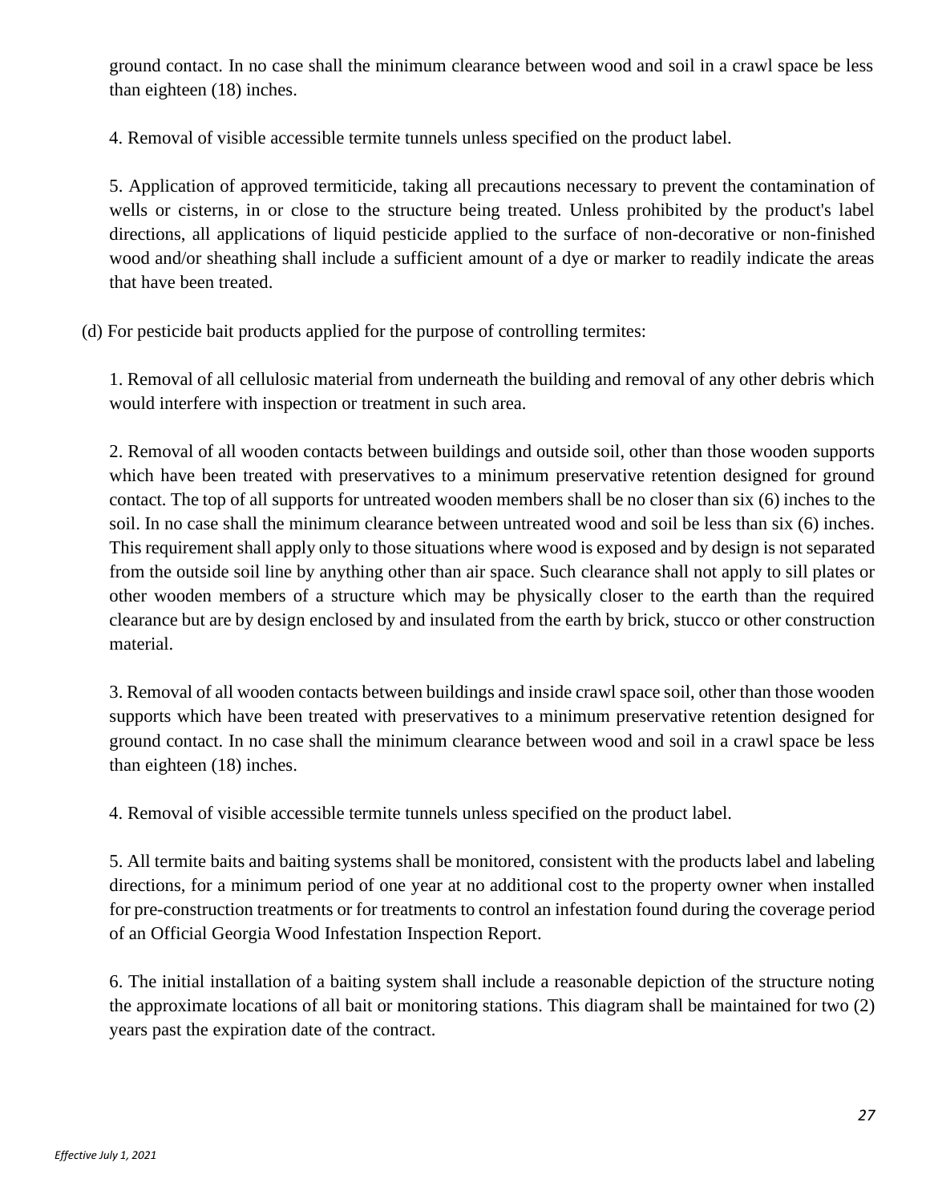ground contact. In no case shall the minimum clearance between wood and soil in a crawl space be less than eighteen (18) inches.

4. Removal of visible accessible termite tunnels unless specified on the product label.

5. Application of approved termiticide, taking all precautions necessary to prevent the contamination of wells or cisterns, in or close to the structure being treated. Unless prohibited by the product's label directions, all applications of liquid pesticide applied to the surface of non-decorative or non-finished wood and/or sheathing shall include a sufficient amount of a dye or marker to readily indicate the areas that have been treated.

(d) For pesticide bait products applied for the purpose of controlling termites:

1. Removal of all cellulosic material from underneath the building and removal of any other debris which would interfere with inspection or treatment in such area.

2. Removal of all wooden contacts between buildings and outside soil, other than those wooden supports which have been treated with preservatives to a minimum preservative retention designed for ground contact. The top of all supports for untreated wooden members shall be no closer than six (6) inches to the soil. In no case shall the minimum clearance between untreated wood and soil be less than six (6) inches. This requirement shall apply only to those situations where wood is exposed and by design is not separated from the outside soil line by anything other than air space. Such clearance shall not apply to sill plates or other wooden members of a structure which may be physically closer to the earth than the required clearance but are by design enclosed by and insulated from the earth by brick, stucco or other construction material.

3. Removal of all wooden contacts between buildings and inside crawl space soil, other than those wooden supports which have been treated with preservatives to a minimum preservative retention designed for ground contact. In no case shall the minimum clearance between wood and soil in a crawl space be less than eighteen (18) inches.

4. Removal of visible accessible termite tunnels unless specified on the product label.

5. All termite baits and baiting systems shall be monitored, consistent with the products label and labeling directions, for a minimum period of one year at no additional cost to the property owner when installed for pre-construction treatments or for treatments to control an infestation found during the coverage period of an Official Georgia Wood Infestation Inspection Report.

6. The initial installation of a baiting system shall include a reasonable depiction of the structure noting the approximate locations of all bait or monitoring stations. This diagram shall be maintained for two (2) years past the expiration date of the contract.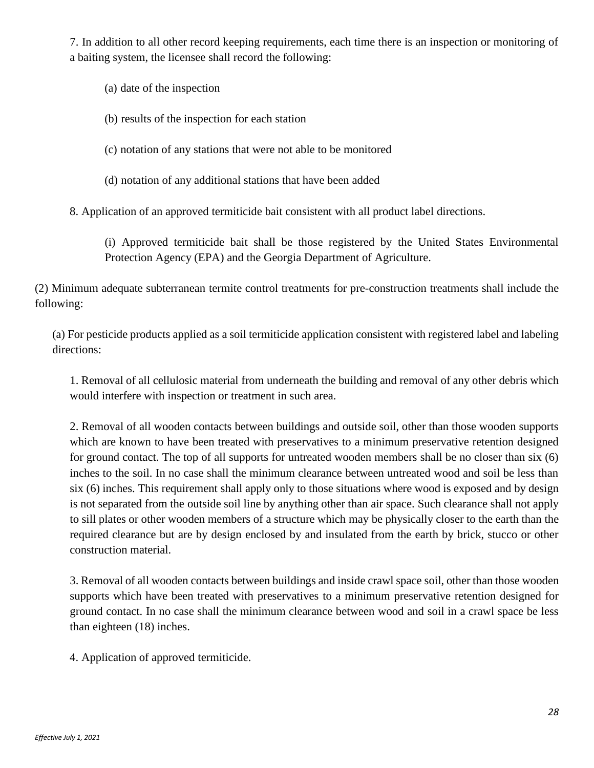7. In addition to all other record keeping requirements, each time there is an inspection or monitoring of a baiting system, the licensee shall record the following:

(a) date of the inspection

(b) results of the inspection for each station

(c) notation of any stations that were not able to be monitored

(d) notation of any additional stations that have been added

8. Application of an approved termiticide bait consistent with all product label directions.

(i) Approved termiticide bait shall be those registered by the United States Environmental Protection Agency (EPA) and the Georgia Department of Agriculture.

(2) Minimum adequate subterranean termite control treatments for pre-construction treatments shall include the following:

(a) For pesticide products applied as a soil termiticide application consistent with registered label and labeling directions:

1. Removal of all cellulosic material from underneath the building and removal of any other debris which would interfere with inspection or treatment in such area.

2. Removal of all wooden contacts between buildings and outside soil, other than those wooden supports which are known to have been treated with preservatives to a minimum preservative retention designed for ground contact. The top of all supports for untreated wooden members shall be no closer than six (6) inches to the soil. In no case shall the minimum clearance between untreated wood and soil be less than six (6) inches. This requirement shall apply only to those situations where wood is exposed and by design is not separated from the outside soil line by anything other than air space. Such clearance shall not apply to sill plates or other wooden members of a structure which may be physically closer to the earth than the required clearance but are by design enclosed by and insulated from the earth by brick, stucco or other construction material.

3. Removal of all wooden contacts between buildings and inside crawl space soil, other than those wooden supports which have been treated with preservatives to a minimum preservative retention designed for ground contact. In no case shall the minimum clearance between wood and soil in a crawl space be less than eighteen (18) inches.

4. Application of approved termiticide.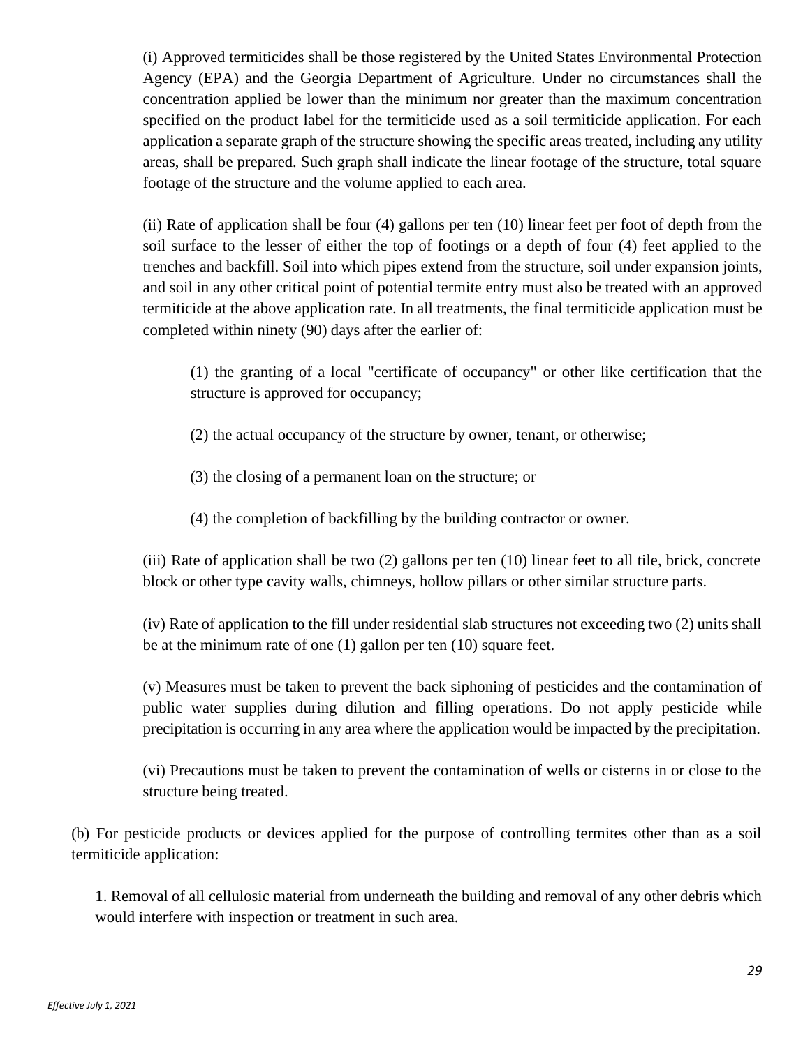(i) Approved termiticides shall be those registered by the United States Environmental Protection Agency (EPA) and the Georgia Department of Agriculture. Under no circumstances shall the concentration applied be lower than the minimum nor greater than the maximum concentration specified on the product label for the termiticide used as a soil termiticide application. For each application a separate graph of the structure showing the specific areas treated, including any utility areas, shall be prepared. Such graph shall indicate the linear footage of the structure, total square footage of the structure and the volume applied to each area.

(ii) Rate of application shall be four (4) gallons per ten (10) linear feet per foot of depth from the soil surface to the lesser of either the top of footings or a depth of four (4) feet applied to the trenches and backfill. Soil into which pipes extend from the structure, soil under expansion joints, and soil in any other critical point of potential termite entry must also be treated with an approved termiticide at the above application rate. In all treatments, the final termiticide application must be completed within ninety (90) days after the earlier of:

> (1) the granting of a local "certificate of occupancy" or other like certification that the structure is approved for occupancy;
>
> (2) the actual occupancy of the structure by owner, tenant, or otherwise;
>
> (3) the closing of a permanent loan on the structure; or
>
> (4) the completion of backfilling by the building contractor or owner.

(iii) Rate of application shall be two (2) gallons per ten (10) linear feet to all tile, brick, concrete block or other type cavity walls, chimneys, hollow pillars or other similar structure parts.

(iv) Rate of application to the fill under residential slab structures not exceeding two (2) units shall be at the minimum rate of one (1) gallon per ten (10) square feet.

(v) Measures must be taken to prevent the back siphoning of pesticides and the contamination of public water supplies during dilution and filling operations. Do not apply pesticide while precipitation is occurring in any area where the application would be impacted by the precipitation.

(vi) Precautions must be taken to prevent the contamination of wells or cisterns in or close to the structure being treated.

(b) For pesticide products or devices applied for the purpose of controlling termites other than as a soil termiticide application:

1. Removal of all cellulosic material from underneath the building and removal of any other debris which would interfere with inspection or treatment in such area.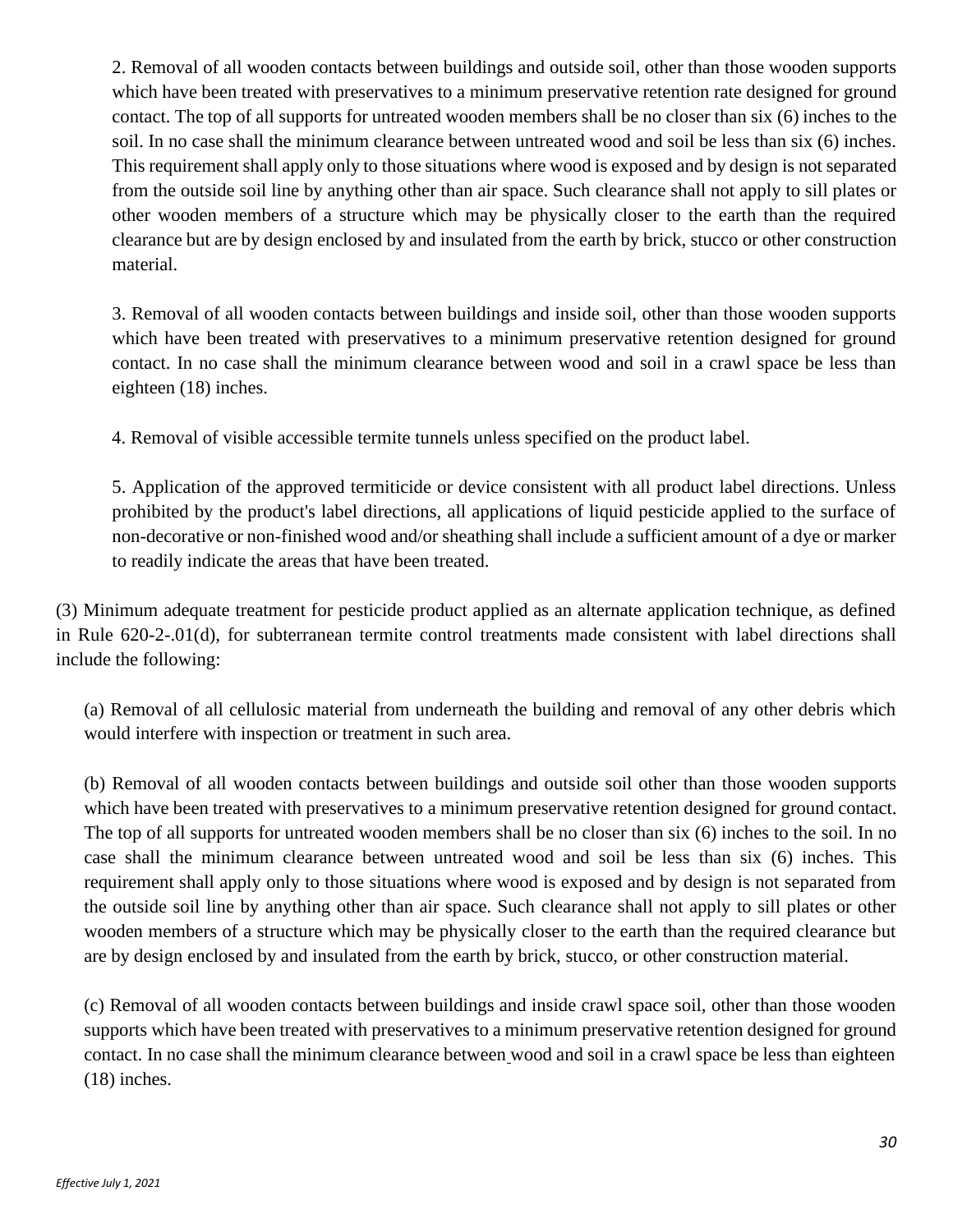2. Removal of all wooden contacts between buildings and outside soil, other than those wooden supports which have been treated with preservatives to a minimum preservative retention rate designed for ground contact. The top of all supports for untreated wooden members shall be no closer than six (6) inches to the soil. In no case shall the minimum clearance between untreated wood and soil be less than six (6) inches. This requirement shall apply only to those situations where wood is exposed and by design is not separated from the outside soil line by anything other than air space. Such clearance shall not apply to sill plates or other wooden members of a structure which may be physically closer to the earth than the required clearance but are by design enclosed by and insulated from the earth by brick, stucco or other construction material.

3. Removal of all wooden contacts between buildings and inside soil, other than those wooden supports which have been treated with preservatives to a minimum preservative retention designed for ground contact. In no case shall the minimum clearance between wood and soil in a crawl space be less than eighteen (18) inches.

4. Removal of visible accessible termite tunnels unless specified on the product label.

5. Application of the approved termiticide or device consistent with all product label directions. Unless prohibited by the product's label directions, all applications of liquid pesticide applied to the surface of non-decorative or non-finished wood and/or sheathing shall include a sufficient amount of a dye or marker to readily indicate the areas that have been treated.

(3) Minimum adequate treatment for pesticide product applied as an alternate application technique, as defined in Rule 620-2-.01(d), for subterranean termite control treatments made consistent with label directions shall include the following:

(a) Removal of all cellulosic material from underneath the building and removal of any other debris which would interfere with inspection or treatment in such area.

(b) Removal of all wooden contacts between buildings and outside soil other than those wooden supports which have been treated with preservatives to a minimum preservative retention designed for ground contact. The top of all supports for untreated wooden members shall be no closer than six (6) inches to the soil. In no case shall the minimum clearance between untreated wood and soil be less than six (6) inches. This requirement shall apply only to those situations where wood is exposed and by design is not separated from the outside soil line by anything other than air space. Such clearance shall not apply to sill plates or other wooden members of a structure which may be physically closer to the earth than the required clearance but are by design enclosed by and insulated from the earth by brick, stucco, or other construction material.

(c) Removal of all wooden contacts between buildings and inside crawl space soil, other than those wooden supports which have been treated with preservatives to a minimum preservative retention designed for ground contact. In no case shall the minimum clearance between wood and soil in a crawl space be less than eighteen (18) inches.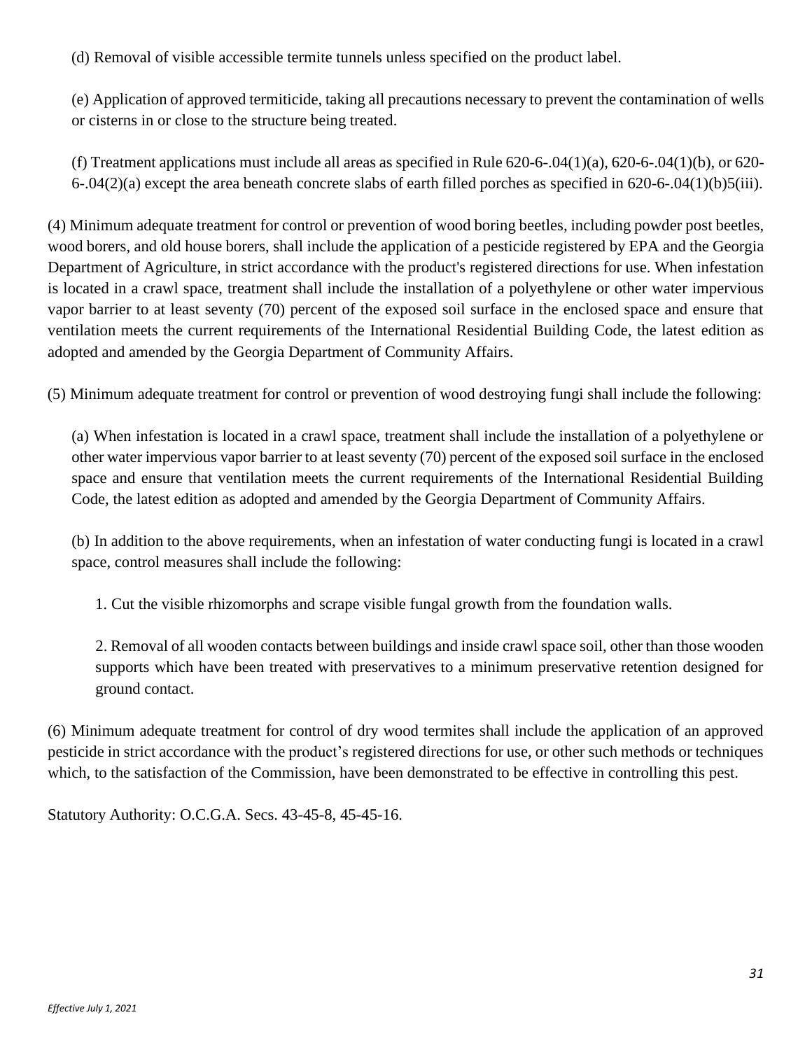(d) Removal of visible accessible termite tunnels unless specified on the product label.

(e) Application of approved termiticide, taking all precautions necessary to prevent the contamination of wells or cisterns in or close to the structure being treated.

(f) Treatment applications must include all areas as specified in Rule 620-6-.04(1)(a), 620-6-.04(1)(b), or 620-6-.04(2)(a) except the area beneath concrete slabs of earth filled porches as specified in 620-6-.04(1)(b)5(iii).

(4) Minimum adequate treatment for control or prevention of wood boring beetles, including powder post beetles, wood borers, and old house borers, shall include the application of a pesticide registered by EPA and the Georgia Department of Agriculture, in strict accordance with the product's registered directions for use. When infestation is located in a crawl space, treatment shall include the installation of a polyethylene or other water impervious vapor barrier to at least seventy (70) percent of the exposed soil surface in the enclosed space and ensure that ventilation meets the current requirements of the International Residential Building Code, the latest edition as adopted and amended by the Georgia Department of Community Affairs.

(5) Minimum adequate treatment for control or prevention of wood destroying fungi shall include the following:

(a) When infestation is located in a crawl space, treatment shall include the installation of a polyethylene or other water impervious vapor barrier to at least seventy (70) percent of the exposed soil surface in the enclosed space and ensure that ventilation meets the current requirements of the International Residential Building Code, the latest edition as adopted and amended by the Georgia Department of Community Affairs.

(b) In addition to the above requirements, when an infestation of water conducting fungi is located in a crawl space, control measures shall include the following:

1. Cut the visible rhizomorphs and scrape visible fungal growth from the foundation walls.

2. Removal of all wooden contacts between buildings and inside crawl space soil, other than those wooden supports which have been treated with preservatives to a minimum preservative retention designed for ground contact.

(6) Minimum adequate treatment for control of dry wood termites shall include the application of an approved pesticide in strict accordance with the product's registered directions for use, or other such methods or techniques which, to the satisfaction of the Commission, have been demonstrated to be effective in controlling this pest.

Statutory Authority: O.C.G.A. Secs. 43-45-8, 45-45-16.

*Effective July 1, 2021*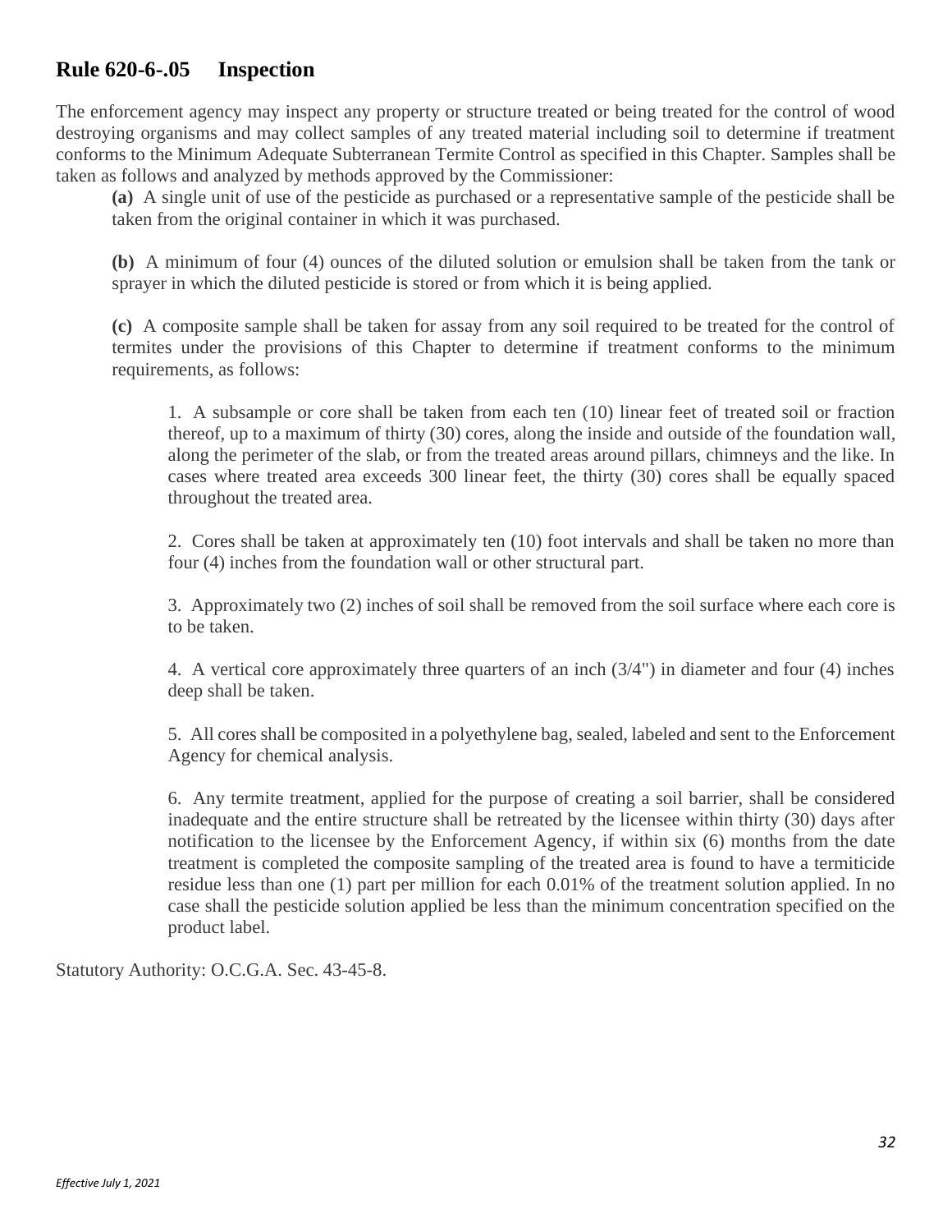## Rule 620-6-.05 Inspection

The enforcement agency may inspect any property or structure treated or being treated for the control of wood destroying organisms and may collect samples of any treated material including soil to determine if treatment conforms to the Minimum Adequate Subterranean Termite Control as specified in this Chapter. Samples shall be taken as follows and analyzed by methods approved by the Commissioner:

**(a)** A single unit of use of the pesticide as purchased or a representative sample of the pesticide shall be taken from the original container in which it was purchased.

**(b)** A minimum of four (4) ounces of the diluted solution or emulsion shall be taken from the tank or sprayer in which the diluted pesticide is stored or from which it is being applied.

**(c)** A composite sample shall be taken for assay from any soil required to be treated for the control of termites under the provisions of this Chapter to determine if treatment conforms to the minimum requirements, as follows:

1. A subsample or core shall be taken from each ten (10) linear feet of treated soil or fraction thereof, up to a maximum of thirty (30) cores, along the inside and outside of the foundation wall, along the perimeter of the slab, or from the treated areas around pillars, chimneys and the like. In cases where treated area exceeds 300 linear feet, the thirty (30) cores shall be equally spaced throughout the treated area.

2. Cores shall be taken at approximately ten (10) foot intervals and shall be taken no more than four (4) inches from the foundation wall or other structural part.

3. Approximately two (2) inches of soil shall be removed from the soil surface where each core is to be taken.

4. A vertical core approximately three quarters of an inch (3/4") in diameter and four (4) inches deep shall be taken.

5. All cores shall be composited in a polyethylene bag, sealed, labeled and sent to the Enforcement Agency for chemical analysis.

6. Any termite treatment, applied for the purpose of creating a soil barrier, shall be considered inadequate and the entire structure shall be retreated by the licensee within thirty (30) days after notification to the licensee by the Enforcement Agency, if within six (6) months from the date treatment is completed the composite sampling of the treated area is found to have a termiticide residue less than one (1) part per million for each 0.01% of the treatment solution applied. In no case shall the pesticide solution applied be less than the minimum concentration specified on the product label.

Statutory Authority: O.C.G.A. Sec. 43-45-8.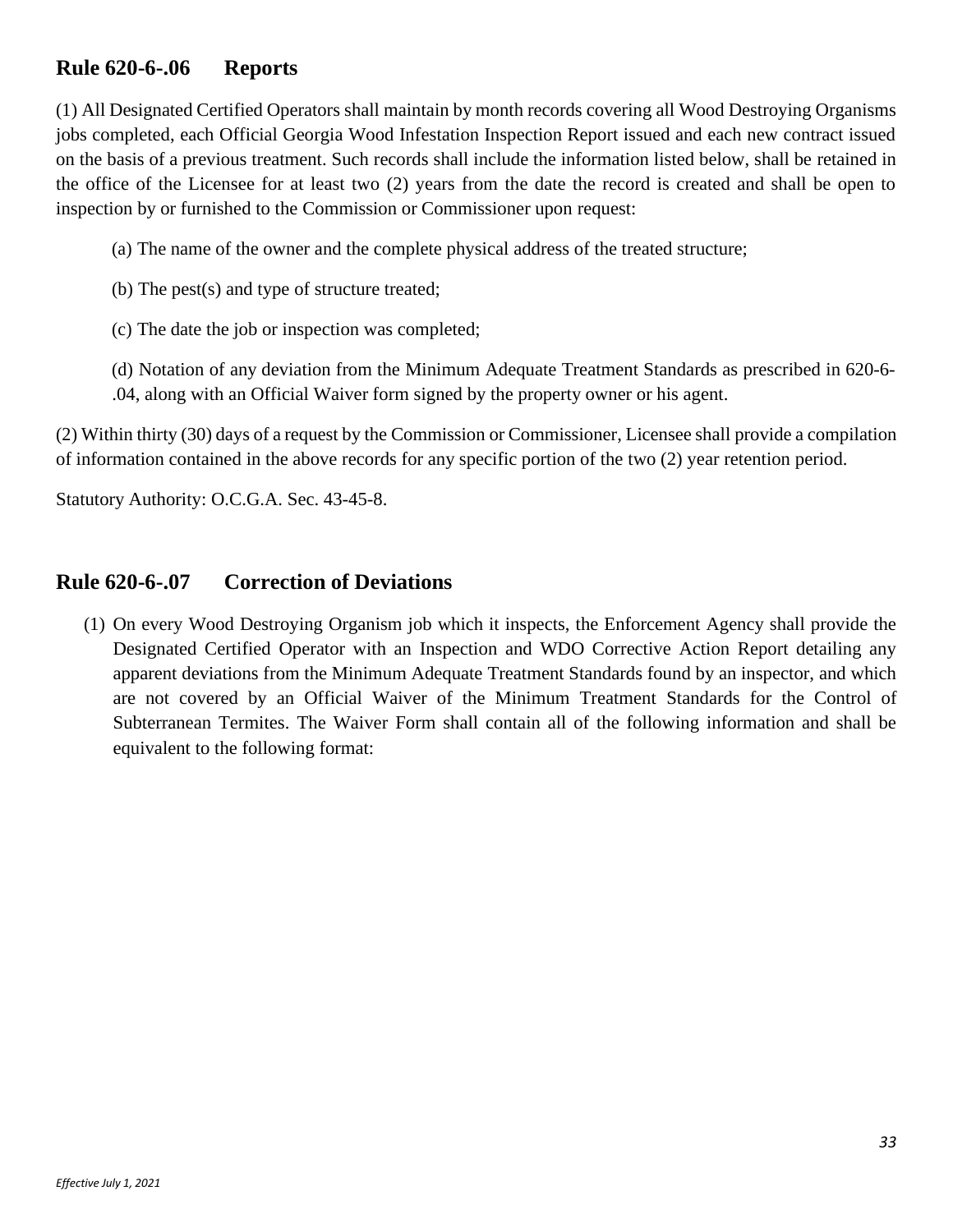## Rule 620-6-.06 Reports

(1) All Designated Certified Operators shall maintain by month records covering all Wood Destroying Organisms jobs completed, each Official Georgia Wood Infestation Inspection Report issued and each new contract issued on the basis of a previous treatment. Such records shall include the information listed below, shall be retained in the office of the Licensee for at least two (2) years from the date the record is created and shall be open to inspection by or furnished to the Commission or Commissioner upon request:

(a) The name of the owner and the complete physical address of the treated structure;

(b) The pest(s) and type of structure treated;

(c) The date the job or inspection was completed;

(d) Notation of any deviation from the Minimum Adequate Treatment Standards as prescribed in 620-6-.04, along with an Official Waiver form signed by the property owner or his agent.

(2) Within thirty (30) days of a request by the Commission or Commissioner, Licensee shall provide a compilation of information contained in the above records for any specific portion of the two (2) year retention period.

Statutory Authority: O.C.G.A. Sec. 43-45-8.

## Rule 620-6-.07 Correction of Deviations

(1) On every Wood Destroying Organism job which it inspects, the Enforcement Agency shall provide the Designated Certified Operator with an Inspection and WDO Corrective Action Report detailing any apparent deviations from the Minimum Adequate Treatment Standards found by an inspector, and which are not covered by an Official Waiver of the Minimum Treatment Standards for the Control of Subterranean Termites. The Waiver Form shall contain all of the following information and shall be equivalent to the following format:

*Effective July 1, 2021*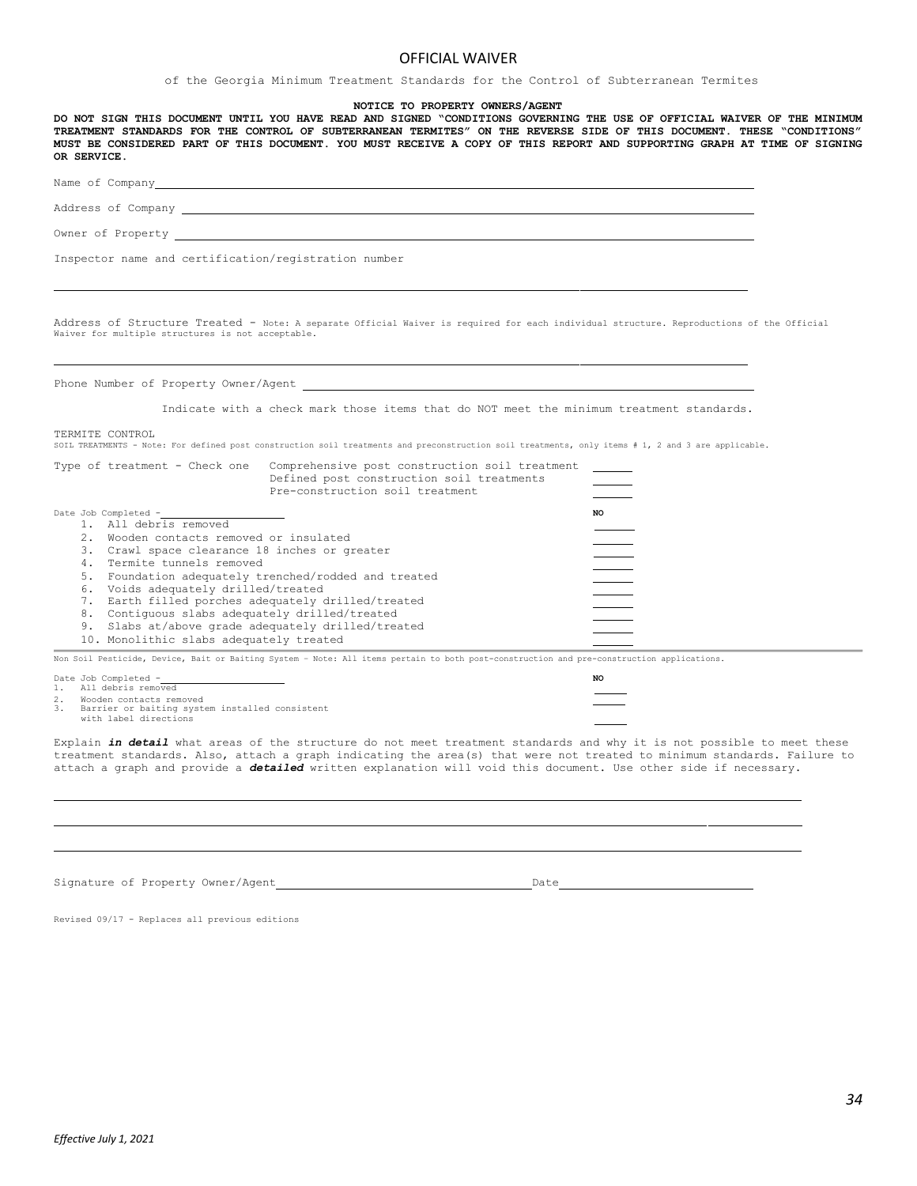# OFFICIAL WAIVER

of the Georgia Minimum Treatment Standards for the Control of Subterranean Termites

**NOTICE TO PROPERTY OWNERS/AGENT**

**DO NOT SIGN THIS DOCUMENT UNTIL YOU HAVE READ AND SIGNED "CONDITIONS GOVERNING THE USE OF OFFICIAL WAIVER OF THE MINIMUM TREATMENT STANDARDS FOR THE CONTROL OF SUBTERRANEAN TERMITES" ON THE REVERSE SIDE OF THIS DOCUMENT. THESE "CONDITIONS" MUST BE CONSIDERED PART OF THIS DOCUMENT. YOU MUST RECEIVE A COPY OF THIS REPORT AND SUPPORTING GRAPH AT TIME OF SIGNING OR SERVICE.**

Name of Company ____________________

Address of Company ____________________

Owner of Property ____________________

Inspector name and certification/registration number

____________________

Address of Structure Treated - Note: A separate Official Waiver is required for each individual structure. Reproductions of the Official Waiver for multiple structures is not acceptable.

____________________

Phone Number of Property Owner/Agent ____________________

Indicate with a check mark those items that do NOT meet the minimum treatment standards.

TERMITE CONTROL

SOIL TREATMENTS - Note: For defined post construction soil treatments and preconstruction soil treatments, only items # 1, 2 and 3 are applicable.

Type of treatment - Check one

- Comprehensive post construction soil treatment ______
- Defined post construction soil treatments ______
- Pre-construction soil treatment ______

Date Job Completed - ____________________

| | NO |
|---|---|
| 1. All debris removed | ______ |
| 2. Wooden contacts removed or insulated | ______ |
| 3. Crawl space clearance 18 inches or greater | ______ |
| 4. Termite tunnels removed | ______ |
| 5. Foundation adequately trenched/rodded and treated | ______ |
| 6. Voids adequately drilled/treated | ______ |
| 7. Earth filled porches adequately drilled/treated | ______ |
| 8. Contiguous slabs adequately drilled/treated | ______ |
| 9. Slabs at/above grade adequately drilled/treated | ______ |
| 10. Monolithic slabs adequately treated | ______ |

Non Soil Pesticide, Device, Bait or Baiting System - Note: All items pertain to both post-construction and pre-construction applications.

Date Job Completed - ____________________

| | NO |
|---|---|
| 1. All debris removed | ______ |
| 2. Wooden contacts removed | ______ |
| 3. Barrier or baiting system installed consistent with label directions | ______ |

Explain ***in detail*** what areas of the structure do not meet treatment standards and why it is not possible to meet these treatment standards. Also, attach a graph indicating the area(s) that were not treated to minimum standards. Failure to attach a graph and provide a ***detailed*** written explanation will void this document. Use other side if necessary.

____________________

____________________

____________________

Signature of Property Owner/Agent ____________________ Date ____________________

Revised 09/17 - Replaces all previous editions

*Effective July 1, 2021*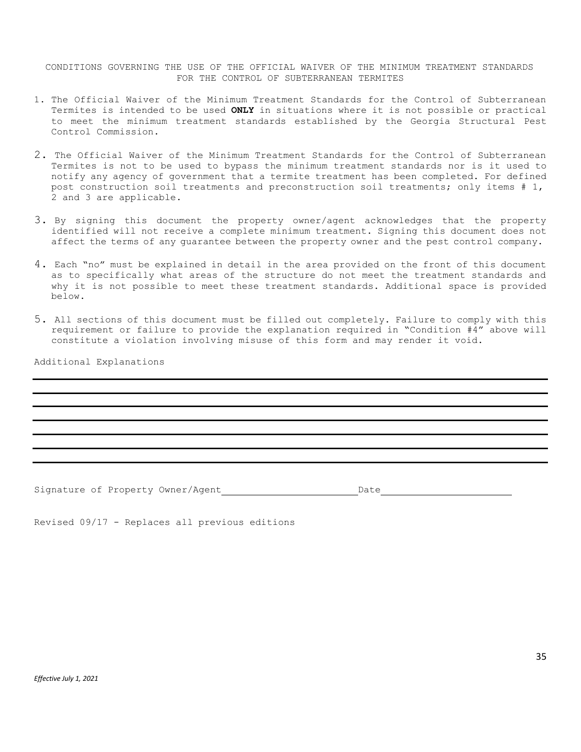## CONDITIONS GOVERNING THE USE OF THE OFFICIAL WAIVER OF THE MINIMUM TREATMENT STANDARDS FOR THE CONTROL OF SUBTERRANEAN TERMITES

1. The Official Waiver of the Minimum Treatment Standards for the Control of Subterranean Termites is intended to be used **ONLY** in situations where it is not possible or practical to meet the minimum treatment standards established by the Georgia Structural Pest Control Commission.

2. The Official Waiver of the Minimum Treatment Standards for the Control of Subterranean Termites is not to be used to bypass the minimum treatment standards nor is it used to notify any agency of government that a termite treatment has been completed. For defined post construction soil treatments and preconstruction soil treatments; only items # 1, 2 and 3 are applicable.

3. By signing this document the property owner/agent acknowledges that the property identified will not receive a complete minimum treatment. Signing this document does not affect the terms of any guarantee between the property owner and the pest control company.

4. Each "no" must be explained in detail in the area provided on the front of this document as to specifically what areas of the structure do not meet the treatment standards and why it is not possible to meet these treatment standards. Additional space is provided below.

5. All sections of this document must be filled out completely. Failure to comply with this requirement or failure to provide the explanation required in "Condition #4" above will constitute a violation involving misuse of this form and may render it void.

Additional Explanations

______________________________________________________________________________

______________________________________________________________________________

______________________________________________________________________________

______________________________________________________________________________

______________________________________________________________________________

______________________________________________________________________________

Signature of Property Owner/Agent________________________ Date________________________

Revised 09/17 - Replaces all previous editions

*Effective July 1, 2021*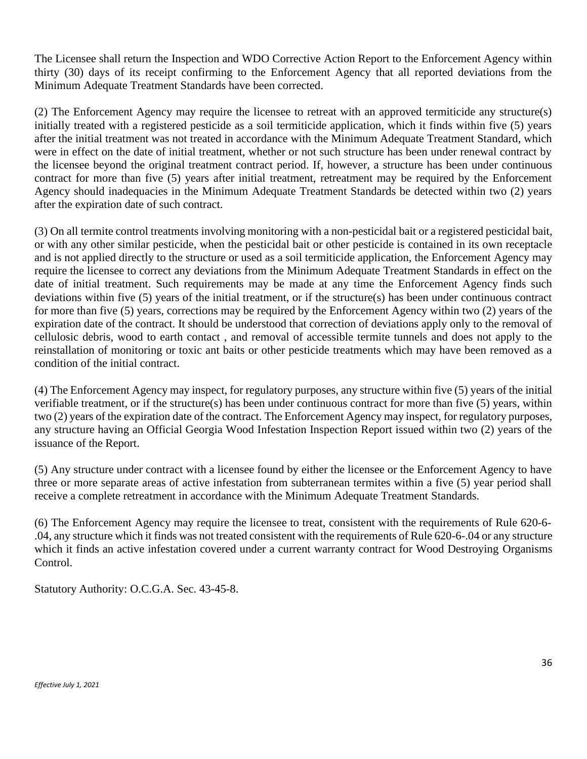The Licensee shall return the Inspection and WDO Corrective Action Report to the Enforcement Agency within thirty (30) days of its receipt confirming to the Enforcement Agency that all reported deviations from the Minimum Adequate Treatment Standards have been corrected.

(2) The Enforcement Agency may require the licensee to retreat with an approved termiticide any structure(s) initially treated with a registered pesticide as a soil termiticide application, which it finds within five (5) years after the initial treatment was not treated in accordance with the Minimum Adequate Treatment Standard, which were in effect on the date of initial treatment, whether or not such structure has been under renewal contract by the licensee beyond the original treatment contract period. If, however, a structure has been under continuous contract for more than five (5) years after initial treatment, retreatment may be required by the Enforcement Agency should inadequacies in the Minimum Adequate Treatment Standards be detected within two (2) years after the expiration date of such contract.

(3) On all termite control treatments involving monitoring with a non-pesticidal bait or a registered pesticidal bait, or with any other similar pesticide, when the pesticidal bait or other pesticide is contained in its own receptacle and is not applied directly to the structure or used as a soil termiticide application, the Enforcement Agency may require the licensee to correct any deviations from the Minimum Adequate Treatment Standards in effect on the date of initial treatment. Such requirements may be made at any time the Enforcement Agency finds such deviations within five (5) years of the initial treatment, or if the structure(s) has been under continuous contract for more than five (5) years, corrections may be required by the Enforcement Agency within two (2) years of the expiration date of the contract. It should be understood that correction of deviations apply only to the removal of cellulosic debris, wood to earth contact , and removal of accessible termite tunnels and does not apply to the reinstallation of monitoring or toxic ant baits or other pesticide treatments which may have been removed as a condition of the initial contract.

(4) The Enforcement Agency may inspect, for regulatory purposes, any structure within five (5) years of the initial verifiable treatment, or if the structure(s) has been under continuous contract for more than five (5) years, within two (2) years of the expiration date of the contract. The Enforcement Agency may inspect, for regulatory purposes, any structure having an Official Georgia Wood Infestation Inspection Report issued within two (2) years of the issuance of the Report.

(5) Any structure under contract with a licensee found by either the licensee or the Enforcement Agency to have three or more separate areas of active infestation from subterranean termites within a five (5) year period shall receive a complete retreatment in accordance with the Minimum Adequate Treatment Standards.

(6) The Enforcement Agency may require the licensee to treat, consistent with the requirements of Rule 620-6-.04, any structure which it finds was not treated consistent with the requirements of Rule 620-6-.04 or any structure which it finds an active infestation covered under a current warranty contract for Wood Destroying Organisms Control.

Statutory Authority: O.C.G.A. Sec. 43-45-8.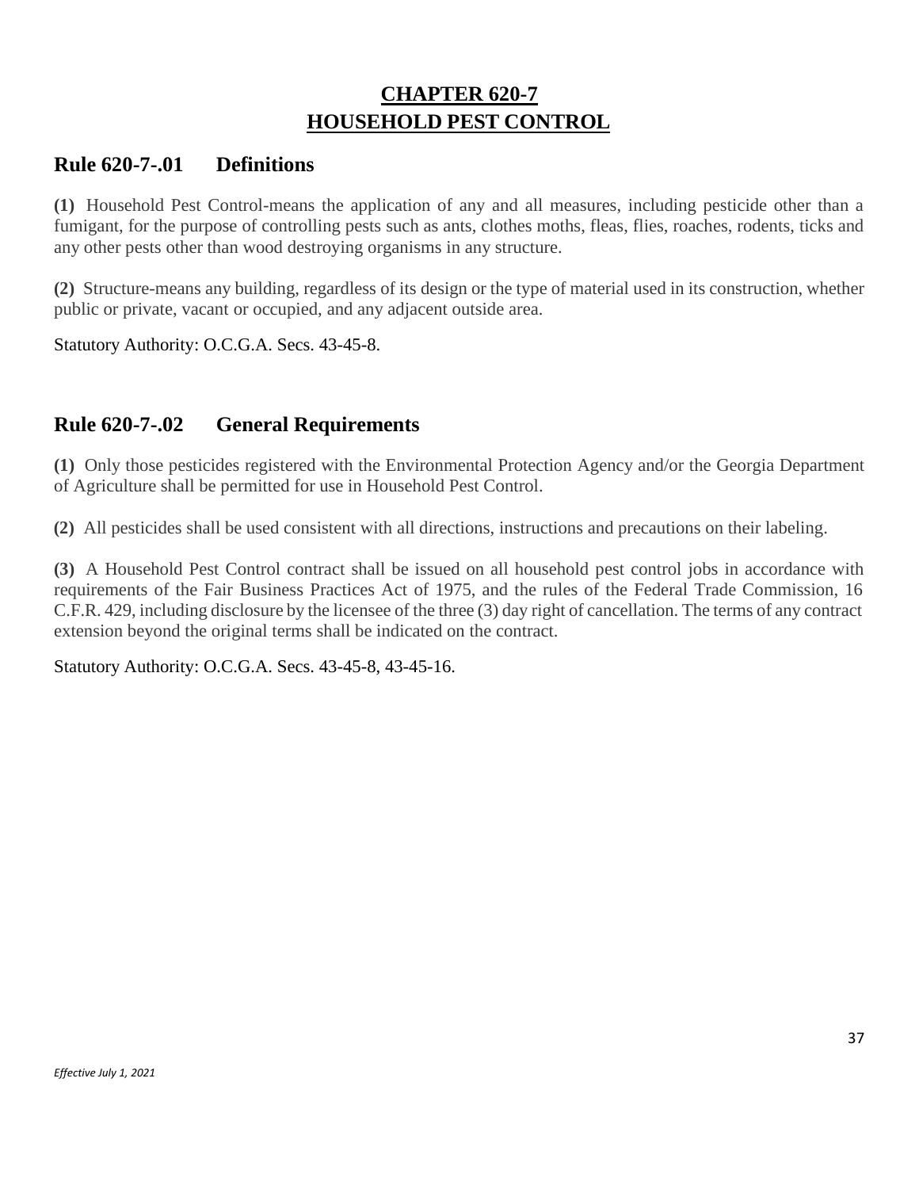# CHAPTER 620-7
# HOUSEHOLD PEST CONTROL

## Rule 620-7-.01 Definitions

**(1)** Household Pest Control-means the application of any and all measures, including pesticide other than a fumigant, for the purpose of controlling pests such as ants, clothes moths, fleas, flies, roaches, rodents, ticks and any other pests other than wood destroying organisms in any structure.

**(2)** Structure-means any building, regardless of its design or the type of material used in its construction, whether public or private, vacant or occupied, and any adjacent outside area.

Statutory Authority: O.C.G.A. Secs. 43-45-8.

## Rule 620-7-.02 General Requirements

**(1)** Only those pesticides registered with the Environmental Protection Agency and/or the Georgia Department of Agriculture shall be permitted for use in Household Pest Control.

**(2)** All pesticides shall be used consistent with all directions, instructions and precautions on their labeling.

**(3)** A Household Pest Control contract shall be issued on all household pest control jobs in accordance with requirements of the Fair Business Practices Act of 1975, and the rules of the Federal Trade Commission, 16 C.F.R. 429, including disclosure by the licensee of the three (3) day right of cancellation. The terms of any contract extension beyond the original terms shall be indicated on the contract.

Statutory Authority: O.C.G.A. Secs. 43-45-8, 43-45-16.

*Effective July 1, 2021*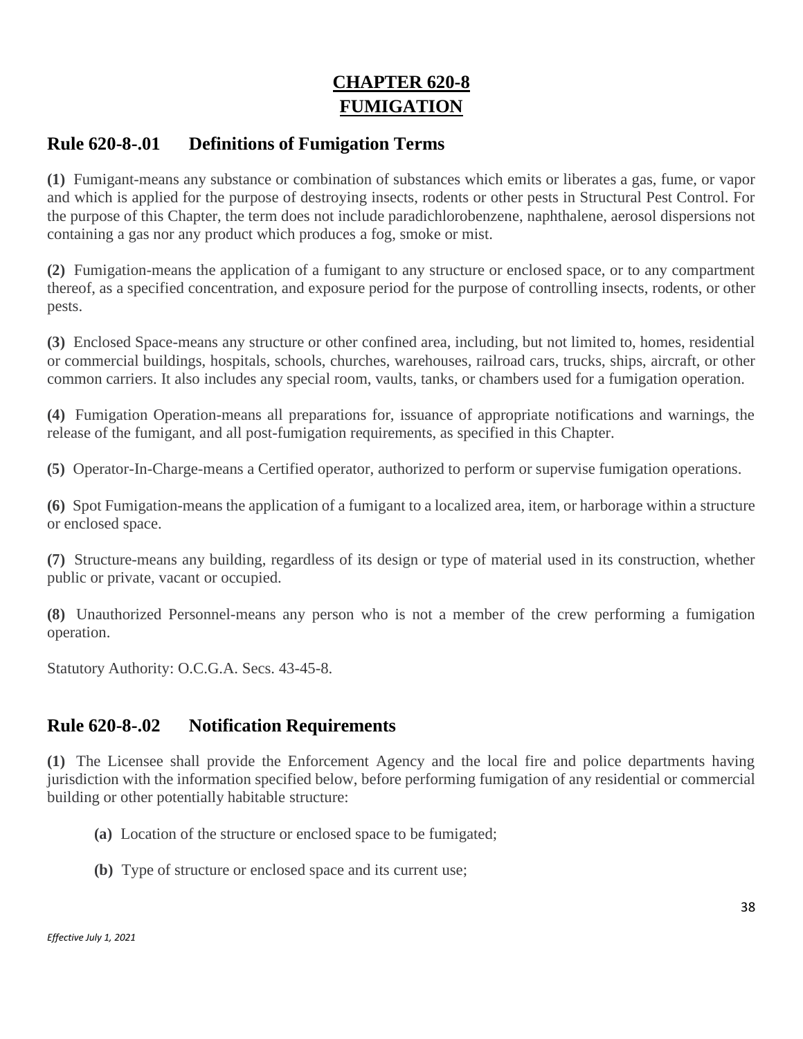# CHAPTER 620-8
# FUMIGATION

## Rule 620-8-.01 Definitions of Fumigation Terms

**(1)** Fumigant-means any substance or combination of substances which emits or liberates a gas, fume, or vapor and which is applied for the purpose of destroying insects, rodents or other pests in Structural Pest Control. For the purpose of this Chapter, the term does not include paradichlorobenzene, naphthalene, aerosol dispersions not containing a gas nor any product which produces a fog, smoke or mist.

**(2)** Fumigation-means the application of a fumigant to any structure or enclosed space, or to any compartment thereof, as a specified concentration, and exposure period for the purpose of controlling insects, rodents, or other pests.

**(3)** Enclosed Space-means any structure or other confined area, including, but not limited to, homes, residential or commercial buildings, hospitals, schools, churches, warehouses, railroad cars, trucks, ships, aircraft, or other common carriers. It also includes any special room, vaults, tanks, or chambers used for a fumigation operation.

**(4)** Fumigation Operation-means all preparations for, issuance of appropriate notifications and warnings, the release of the fumigant, and all post-fumigation requirements, as specified in this Chapter.

**(5)** Operator-In-Charge-means a Certified operator, authorized to perform or supervise fumigation operations.

**(6)** Spot Fumigation-means the application of a fumigant to a localized area, item, or harborage within a structure or enclosed space.

**(7)** Structure-means any building, regardless of its design or type of material used in its construction, whether public or private, vacant or occupied.

**(8)** Unauthorized Personnel-means any person who is not a member of the crew performing a fumigation operation.

Statutory Authority: O.C.G.A. Secs. 43-45-8.

## Rule 620-8-.02 Notification Requirements

**(1)** The Licensee shall provide the Enforcement Agency and the local fire and police departments having jurisdiction with the information specified below, before performing fumigation of any residential or commercial building or other potentially habitable structure:

- **(a)** Location of the structure or enclosed space to be fumigated;
- **(b)** Type of structure or enclosed space and its current use;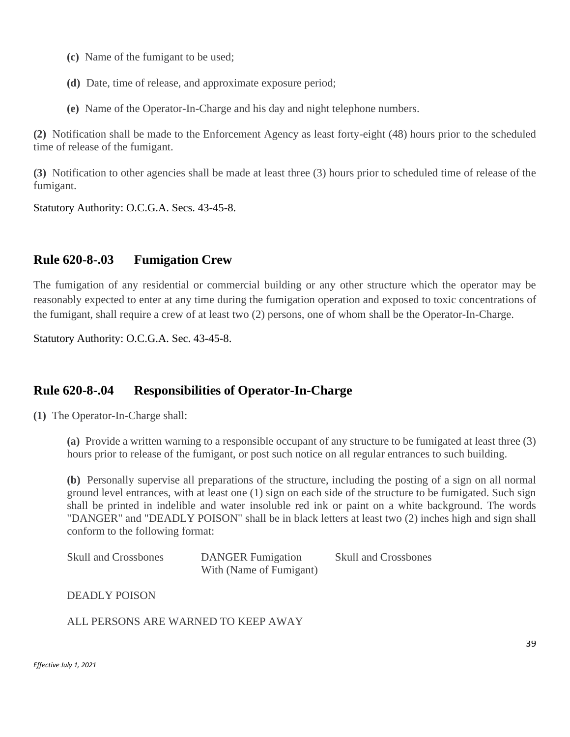**(c)** Name of the fumigant to be used;

**(d)** Date, time of release, and approximate exposure period;

**(e)** Name of the Operator-In-Charge and his day and night telephone numbers.

**(2)** Notification shall be made to the Enforcement Agency as least forty-eight (48) hours prior to the scheduled time of release of the fumigant.

**(3)** Notification to other agencies shall be made at least three (3) hours prior to scheduled time of release of the fumigant.

Statutory Authority: O.C.G.A. Secs. 43-45-8.

## Rule 620-8-.03 Fumigation Crew

The fumigation of any residential or commercial building or any other structure which the operator may be reasonably expected to enter at any time during the fumigation operation and exposed to toxic concentrations of the fumigant, shall require a crew of at least two (2) persons, one of whom shall be the Operator-In-Charge.

Statutory Authority: O.C.G.A. Sec. 43-45-8.

## Rule 620-8-.04 Responsibilities of Operator-In-Charge

**(1)** The Operator-In-Charge shall:

**(a)** Provide a written warning to a responsible occupant of any structure to be fumigated at least three (3) hours prior to release of the fumigant, or post such notice on all regular entrances to such building.

**(b)** Personally supervise all preparations of the structure, including the posting of a sign on all normal ground level entrances, with at least one (1) sign on each side of the structure to be fumigated. Such sign shall be printed in indelible and water insoluble red ink or paint on a white background. The words "DANGER" and "DEADLY POISON" shall be in black letters at least two (2) inches high and sign shall conform to the following format:

Skull and Crossbones      DANGER Fumigation With (Name of Fumigant)      Skull and Crossbones

DEADLY POISON

ALL PERSONS ARE WARNED TO KEEP AWAY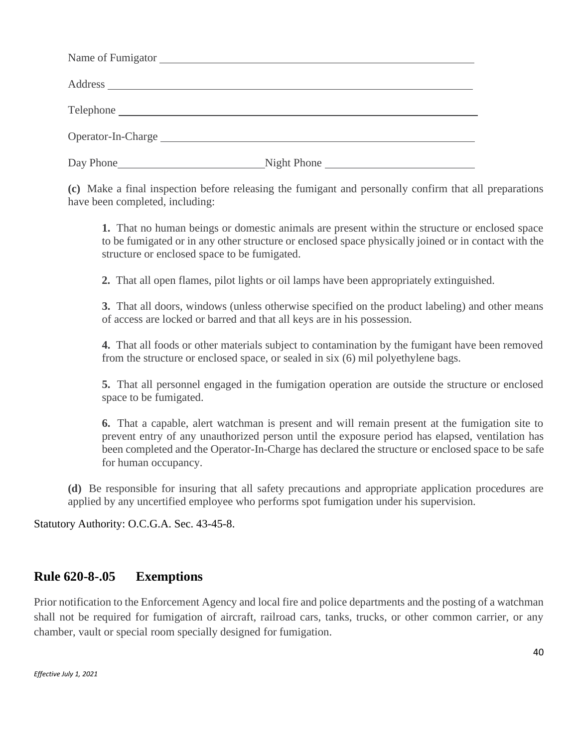Name of Fumigator ______________________________________________

Address ______________________________________________

Telephone ______________________________________________

Operator-In-Charge ______________________________________________

Day Phone ______________________ Night Phone ______________________

**(c)** Make a final inspection before releasing the fumigant and personally confirm that all preparations have been completed, including:

**1.** That no human beings or domestic animals are present within the structure or enclosed space to be fumigated or in any other structure or enclosed space physically joined or in contact with the structure or enclosed space to be fumigated.

**2.** That all open flames, pilot lights or oil lamps have been appropriately extinguished.

**3.** That all doors, windows (unless otherwise specified on the product labeling) and other means of access are locked or barred and that all keys are in his possession.

**4.** That all foods or other materials subject to contamination by the fumigant have been removed from the structure or enclosed space, or sealed in six (6) mil polyethylene bags.

**5.** That all personnel engaged in the fumigation operation are outside the structure or enclosed space to be fumigated.

**6.** That a capable, alert watchman is present and will remain present at the fumigation site to prevent entry of any unauthorized person until the exposure period has elapsed, ventilation has been completed and the Operator-In-Charge has declared the structure or enclosed space to be safe for human occupancy.

**(d)** Be responsible for insuring that all safety precautions and appropriate application procedures are applied by any uncertified employee who performs spot fumigation under his supervision.

Statutory Authority: O.C.G.A. Sec. 43-45-8.

## Rule 620-8-.05 Exemptions

Prior notification to the Enforcement Agency and local fire and police departments and the posting of a watchman shall not be required for fumigation of aircraft, railroad cars, tanks, trucks, or other common carrier, or any chamber, vault or special room specially designed for fumigation.

*Effective July 1, 2021*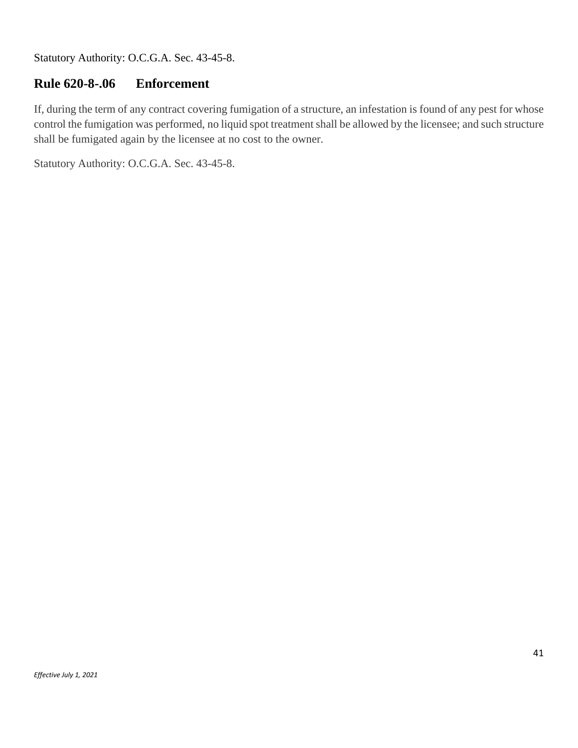Statutory Authority: O.C.G.A. Sec. 43-45-8.

## Rule 620-8-.06 Enforcement

If, during the term of any contract covering fumigation of a structure, an infestation is found of any pest for whose control the fumigation was performed, no liquid spot treatment shall be allowed by the licensee; and such structure shall be fumigated again by the licensee at no cost to the owner.

Statutory Authority: O.C.G.A. Sec. 43-45-8.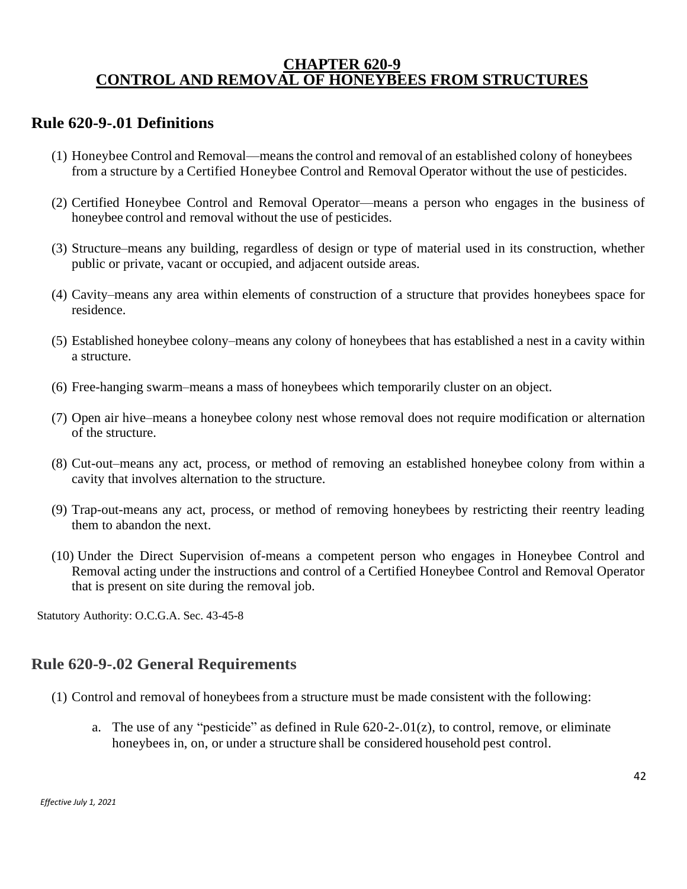# CHAPTER 620-9
# CONTROL AND REMOVAL OF HONEYBEES FROM STRUCTURES

## Rule 620-9-.01 Definitions

(1) Honeybee Control and Removal—means the control and removal of an established colony of honeybees from a structure by a Certified Honeybee Control and Removal Operator without the use of pesticides.

(2) Certified Honeybee Control and Removal Operator—means a person who engages in the business of honeybee control and removal without the use of pesticides.

(3) Structure–means any building, regardless of design or type of material used in its construction, whether public or private, vacant or occupied, and adjacent outside areas.

(4) Cavity–means any area within elements of construction of a structure that provides honeybees space for residence.

(5) Established honeybee colony–means any colony of honeybees that has established a nest in a cavity within a structure.

(6) Free-hanging swarm–means a mass of honeybees which temporarily cluster on an object.

(7) Open air hive–means a honeybee colony nest whose removal does not require modification or alternation of the structure.

(8) Cut-out–means any act, process, or method of removing an established honeybee colony from within a cavity that involves alternation to the structure.

(9) Trap-out-means any act, process, or method of removing honeybees by restricting their reentry leading them to abandon the next.

(10) Under the Direct Supervision of-means a competent person who engages in Honeybee Control and Removal acting under the instructions and control of a Certified Honeybee Control and Removal Operator that is present on site during the removal job.

Statutory Authority: O.C.G.A. Sec. 43-45-8

## Rule 620-9-.02 General Requirements

(1) Control and removal of honeybees from a structure must be made consistent with the following:

a. The use of any "pesticide" as defined in Rule 620-2-.01(z), to control, remove, or eliminate honeybees in, on, or under a structure shall be considered household pest control.

*Effective July 1, 2021*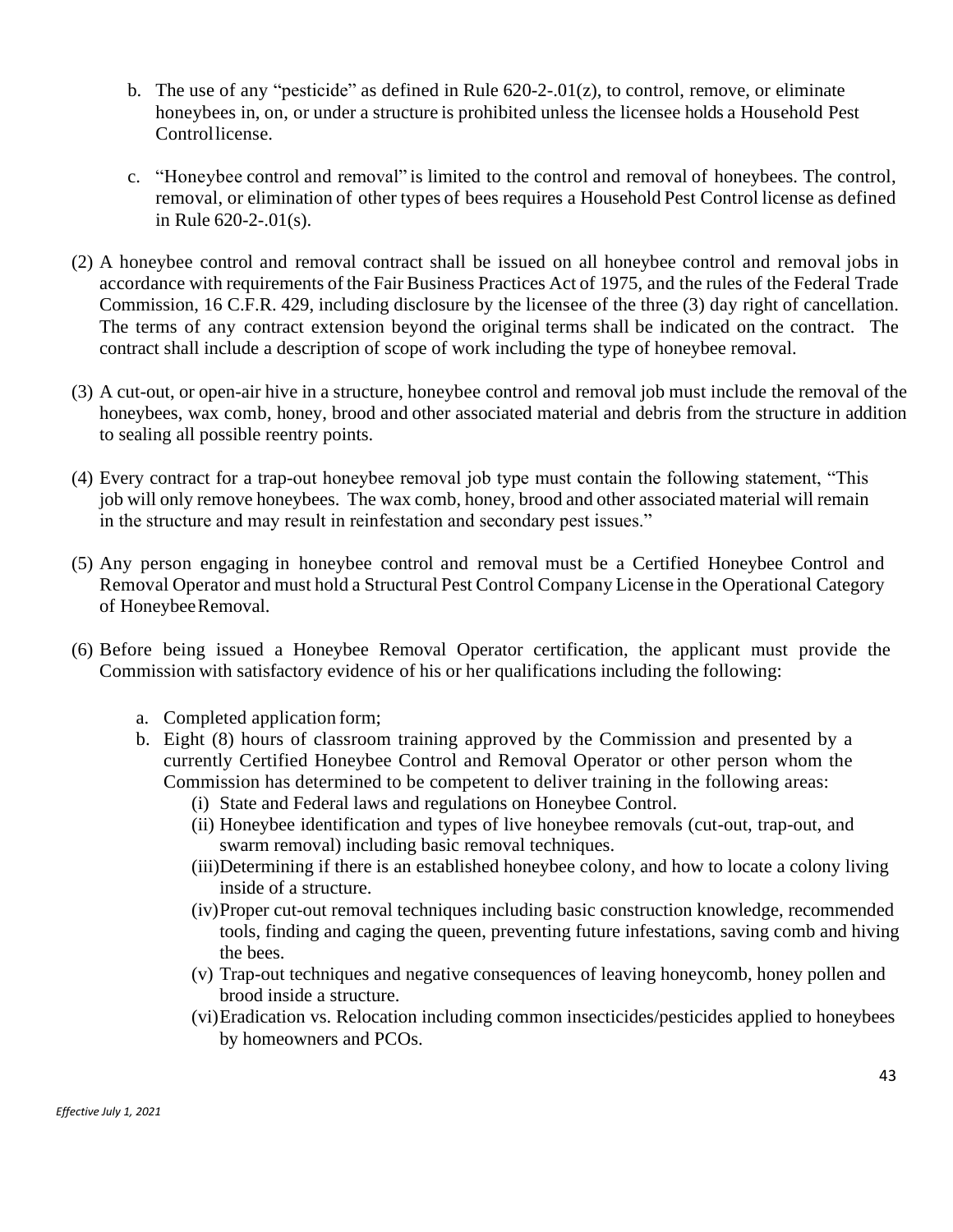b. The use of any "pesticide" as defined in Rule 620-2-.01(z), to control, remove, or eliminate honeybees in, on, or under a structure is prohibited unless the licensee holds a Household Pest Control license.

c. "Honeybee control and removal" is limited to the control and removal of honeybees. The control, removal, or elimination of other types of bees requires a Household Pest Control license as defined in Rule 620-2-.01(s).

(2) A honeybee control and removal contract shall be issued on all honeybee control and removal jobs in accordance with requirements of the Fair Business Practices Act of 1975, and the rules of the Federal Trade Commission, 16 C.F.R. 429, including disclosure by the licensee of the three (3) day right of cancellation. The terms of any contract extension beyond the original terms shall be indicated on the contract. The contract shall include a description of scope of work including the type of honeybee removal.

(3) A cut-out, or open-air hive in a structure, honeybee control and removal job must include the removal of the honeybees, wax comb, honey, brood and other associated material and debris from the structure in addition to sealing all possible reentry points.

(4) Every contract for a trap-out honeybee removal job type must contain the following statement, "This job will only remove honeybees. The wax comb, honey, brood and other associated material will remain in the structure and may result in reinfestation and secondary pest issues."

(5) Any person engaging in honeybee control and removal must be a Certified Honeybee Control and Removal Operator and must hold a Structural Pest Control Company License in the Operational Category of Honeybee Removal.

(6) Before being issued a Honeybee Removal Operator certification, the applicant must provide the Commission with satisfactory evidence of his or her qualifications including the following:

a. Completed application form;
b. Eight (8) hours of classroom training approved by the Commission and presented by a currently Certified Honeybee Control and Removal Operator or other person whom the Commission has determined to be competent to deliver training in the following areas:
   (i) State and Federal laws and regulations on Honeybee Control.
   (ii) Honeybee identification and types of live honeybee removals (cut-out, trap-out, and swarm removal) including basic removal techniques.
   (iii) Determining if there is an established honeybee colony, and how to locate a colony living inside of a structure.
   (iv) Proper cut-out removal techniques including basic construction knowledge, recommended tools, finding and caging the queen, preventing future infestations, saving comb and hiving the bees.
   (v) Trap-out techniques and negative consequences of leaving honeycomb, honey pollen and brood inside a structure.
   (vi) Eradication vs. Relocation including common insecticides/pesticides applied to honeybees by homeowners and PCOs.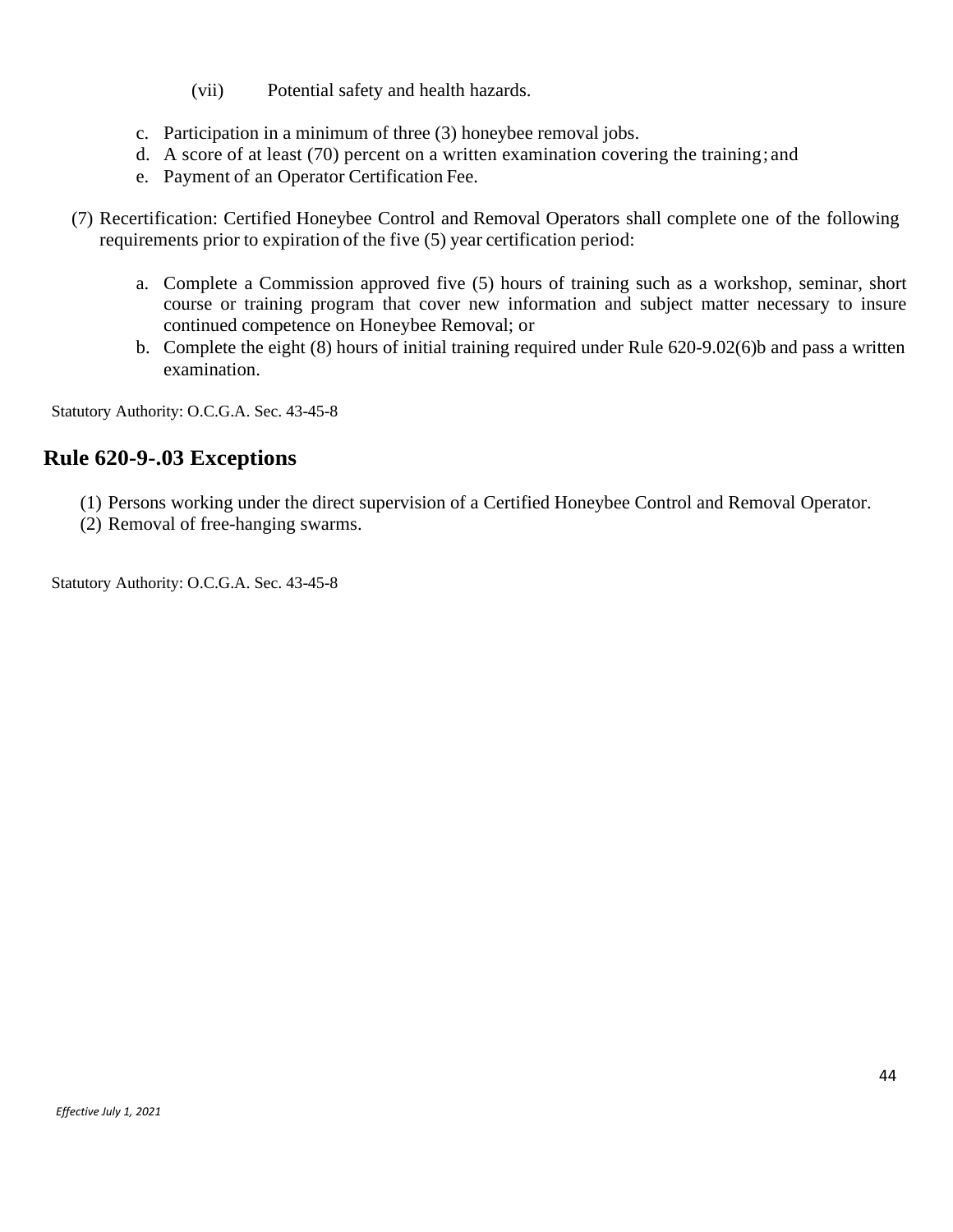(vii) Potential safety and health hazards.

c. Participation in a minimum of three (3) honeybee removal jobs.
d. A score of at least (70) percent on a written examination covering the training; and
e. Payment of an Operator Certification Fee.

(7) Recertification: Certified Honeybee Control and Removal Operators shall complete one of the following requirements prior to expiration of the five (5) year certification period:

a. Complete a Commission approved five (5) hours of training such as a workshop, seminar, short course or training program that cover new information and subject matter necessary to insure continued competence on Honeybee Removal; or
b. Complete the eight (8) hours of initial training required under Rule 620-9.02(6)b and pass a written examination.

Statutory Authority: O.C.G.A. Sec. 43-45-8

## Rule 620-9-.03 Exceptions

(1) Persons working under the direct supervision of a Certified Honeybee Control and Removal Operator.
(2) Removal of free-hanging swarms.

Statutory Authority: O.C.G.A. Sec. 43-45-8

*Effective July 1, 2021*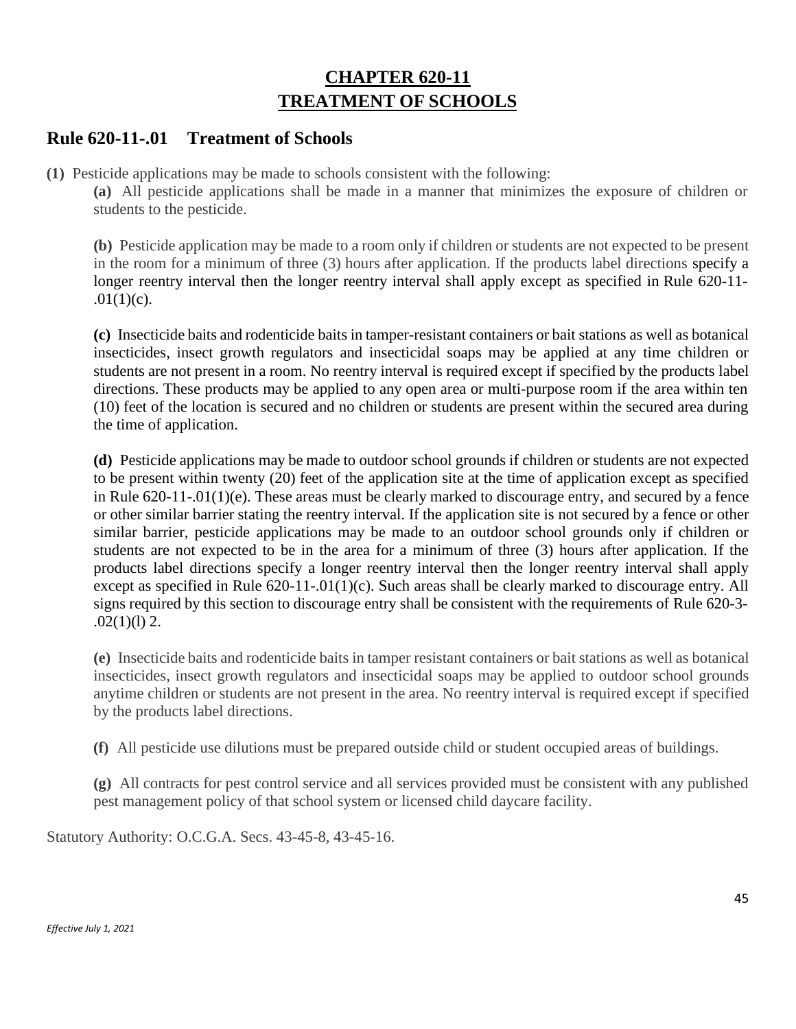# CHAPTER 620-11
# TREATMENT OF SCHOOLS

## Rule 620-11-.01 Treatment of Schools

**(1)** Pesticide applications may be made to schools consistent with the following:

**(a)** All pesticide applications shall be made in a manner that minimizes the exposure of children or students to the pesticide.

**(b)** Pesticide application may be made to a room only if children or students are not expected to be present in the room for a minimum of three (3) hours after application. If the products label directions specify a longer reentry interval then the longer reentry interval shall apply except as specified in Rule 620-11-.01(1)(c).

**(c)** Insecticide baits and rodenticide baits in tamper-resistant containers or bait stations as well as botanical insecticides, insect growth regulators and insecticidal soaps may be applied at any time children or students are not present in a room. No reentry interval is required except if specified by the products label directions. These products may be applied to any open area or multi-purpose room if the area within ten (10) feet of the location is secured and no children or students are present within the secured area during the time of application.

**(d)** Pesticide applications may be made to outdoor school grounds if children or students are not expected to be present within twenty (20) feet of the application site at the time of application except as specified in Rule 620-11-.01(1)(e). These areas must be clearly marked to discourage entry, and secured by a fence or other similar barrier stating the reentry interval. If the application site is not secured by a fence or other similar barrier, pesticide applications may be made to an outdoor school grounds only if children or students are not expected to be in the area for a minimum of three (3) hours after application. If the products label directions specify a longer reentry interval then the longer reentry interval shall apply except as specified in Rule 620-11-.01(1)(c). Such areas shall be clearly marked to discourage entry. All signs required by this section to discourage entry shall be consistent with the requirements of Rule 620-3-.02(1)(l) 2.

**(e)** Insecticide baits and rodenticide baits in tamper resistant containers or bait stations as well as botanical insecticides, insect growth regulators and insecticidal soaps may be applied to outdoor school grounds anytime children or students are not present in the area. No reentry interval is required except if specified by the products label directions.

**(f)** All pesticide use dilutions must be prepared outside child or student occupied areas of buildings.

**(g)** All contracts for pest control service and all services provided must be consistent with any published pest management policy of that school system or licensed child daycare facility.

Statutory Authority: O.C.G.A. Secs. 43-45-8, 43-45-16.

*Effective July 1, 2021*